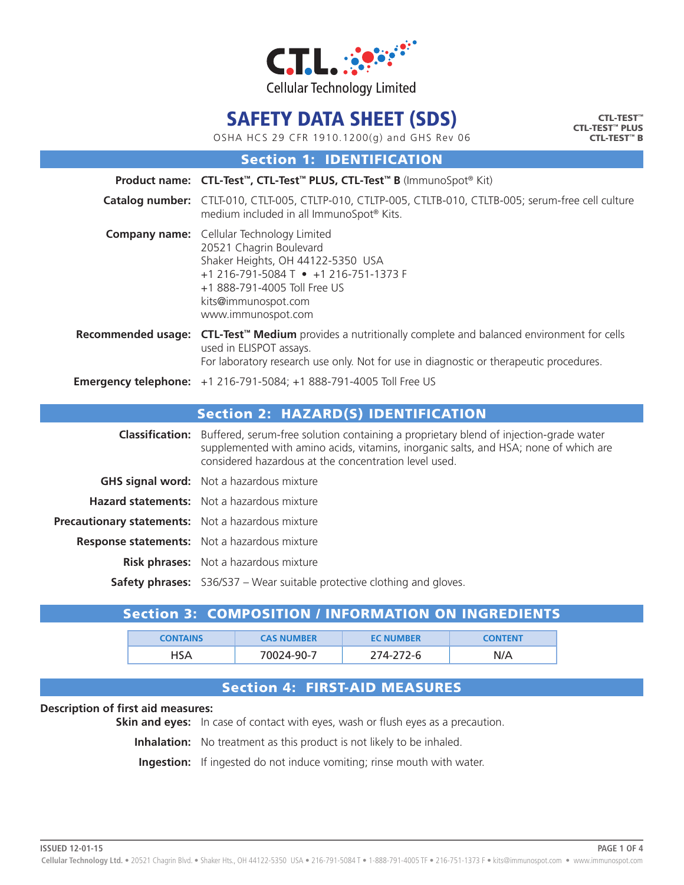Cellular Technology Limited

# SAFETY DATA SHEET (SDS)

OSHA HCS 29 CFR 1910.1200(g) and GHS Rev 06

CTL-TEST™
CTL-TEST™ PLUS
CTL-TEST™ B

## Section 1: IDENTIFICATION

**Product name:** **CTL-Test™, CTL-Test™ PLUS, CTL-Test™ B** (ImmunoSpot® Kit)

**Catalog number:** CTLT-010, CTLT-005, CTLTP-010, CTLTP-005, CTLTB-010, CTLTB-005; serum-free cell culture medium included in all ImmunoSpot® Kits.

**Company name:** Cellular Technology Limited
20521 Chagrin Boulevard
Shaker Heights, OH 44122-5350 USA
+1 216-791-5084 T • +1 216-751-1373 F
+1 888-791-4005 Toll Free US
kits@immunospot.com
www.immunospot.com

**Recommended usage:** **CTL-Test™ Medium** provides a nutritionally complete and balanced environment for cells used in ELISPOT assays.
For laboratory research use only. Not for use in diagnostic or therapeutic procedures.

**Emergency telephone:** +1 216-791-5084; +1 888-791-4005 Toll Free US

## Section 2: HAZARD(S) IDENTIFICATION

**Classification:** Buffered, serum-free solution containing a proprietary blend of injection-grade water supplemented with amino acids, vitamins, inorganic salts, and HSA; none of which are considered hazardous at the concentration level used.

**GHS signal word:** Not a hazardous mixture

**Hazard statements:** Not a hazardous mixture

**Precautionary statements:** Not a hazardous mixture

**Response statements:** Not a hazardous mixture

**Risk phrases:** Not a hazardous mixture

**Safety phrases:** S36/S37 – Wear suitable protective clothing and gloves.

## Section 3: COMPOSITION / INFORMATION ON INGREDIENTS

| CONTAINS | CAS NUMBER | EC NUMBER | CONTENT |
|---|---|---|---|
| HSA | 70024-90-7 | 274-272-6 | N/A |

## Section 4: FIRST-AID MEASURES

**Description of first aid measures:**

**Skin and eyes:** In case of contact with eyes, wash or flush eyes as a precaution.

**Inhalation:** No treatment as this product is not likely to be inhaled.

**Ingestion:** If ingested do not induce vomiting; rinse mouth with water.

ISSUED 12-01-15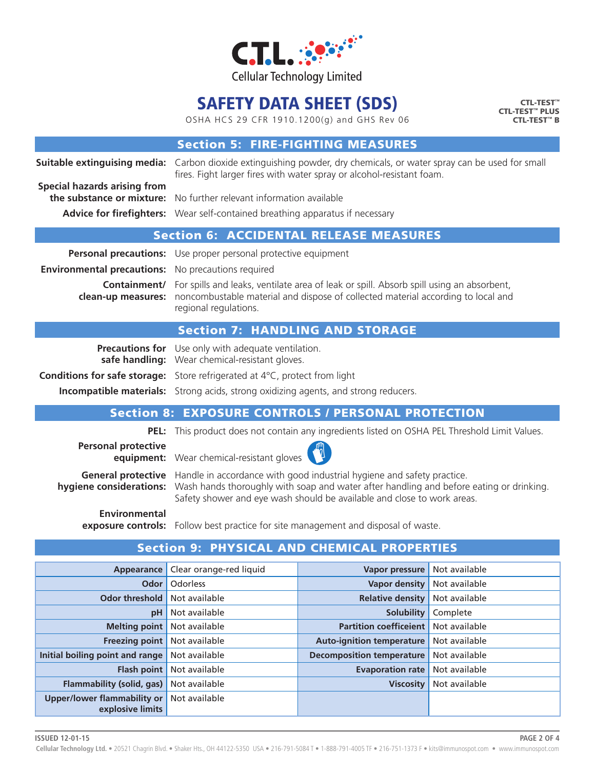## Section 5: FIRE-FIGHTING MEASURES

**Suitable extinguishing media:** Carbon dioxide extinguishing powder, dry chemicals, or water spray can be used for small fires. Fight larger fires with water spray or alcohol-resistant foam.

**Special hazards arising from the substance or mixture:** No further relevant information available

**Advice for firefighters:** Wear self-contained breathing apparatus if necessary

## Section 6: ACCIDENTAL RELEASE MEASURES

**Personal precautions:** Use proper personal protective equipment

**Environmental precautions:** No precautions required

**Containment/ clean-up measures:** For spills and leaks, ventilate area of leak or spill. Absorb spill using an absorbent, noncombustable material and dispose of collected material according to local and regional regulations.

## Section 7: HANDLING AND STORAGE

**Precautions for safe handling:** Use only with adequate ventilation. Wear chemical-resistant gloves.

**Conditions for safe storage:** Store refrigerated at 4°C, protect from light

**Incompatible materials:** Strong acids, strong oxidizing agents, and strong reducers.

## Section 8: EXPOSURE CONTROLS / PERSONAL PROTECTION

**PEL:** This product does not contain any ingredients listed on OSHA PEL Threshold Limit Values.

**Personal protective equipment:** Wear chemical-resistant gloves

**General protective hygiene considerations:** Handle in accordance with good industrial hygiene and safety practice. Wash hands thoroughly with soap and water after handling and before eating or drinking. Safety shower and eye wash should be available and close to work areas.

**Environmental exposure controls:** Follow best practice for site management and disposal of waste.

## Section 9: PHYSICAL AND CHEMICAL PROPERTIES

| Property | Value | Property | Value |
|---|---|---|---|
| Appearance | Clear orange-red liquid | Vapor pressure | Not available |
| Odor | Odorless | Vapor density | Not available |
| Odor threshold | Not available | Relative density | Not available |
| pH | Not available | Solubility | Complete |
| Melting point | Not available | Partition coefficeient | Not available |
| Freezing point | Not available | Auto-ignition temperature | Not available |
| Initial boiling point and range | Not available | Decomposition temperature | Not available |
| Flash point | Not available | Evaporation rate | Not available |
| Flammability (solid, gas) | Not available | Viscosity | Not available |
| Upper/lower flammability or explosive limits | Not available | | |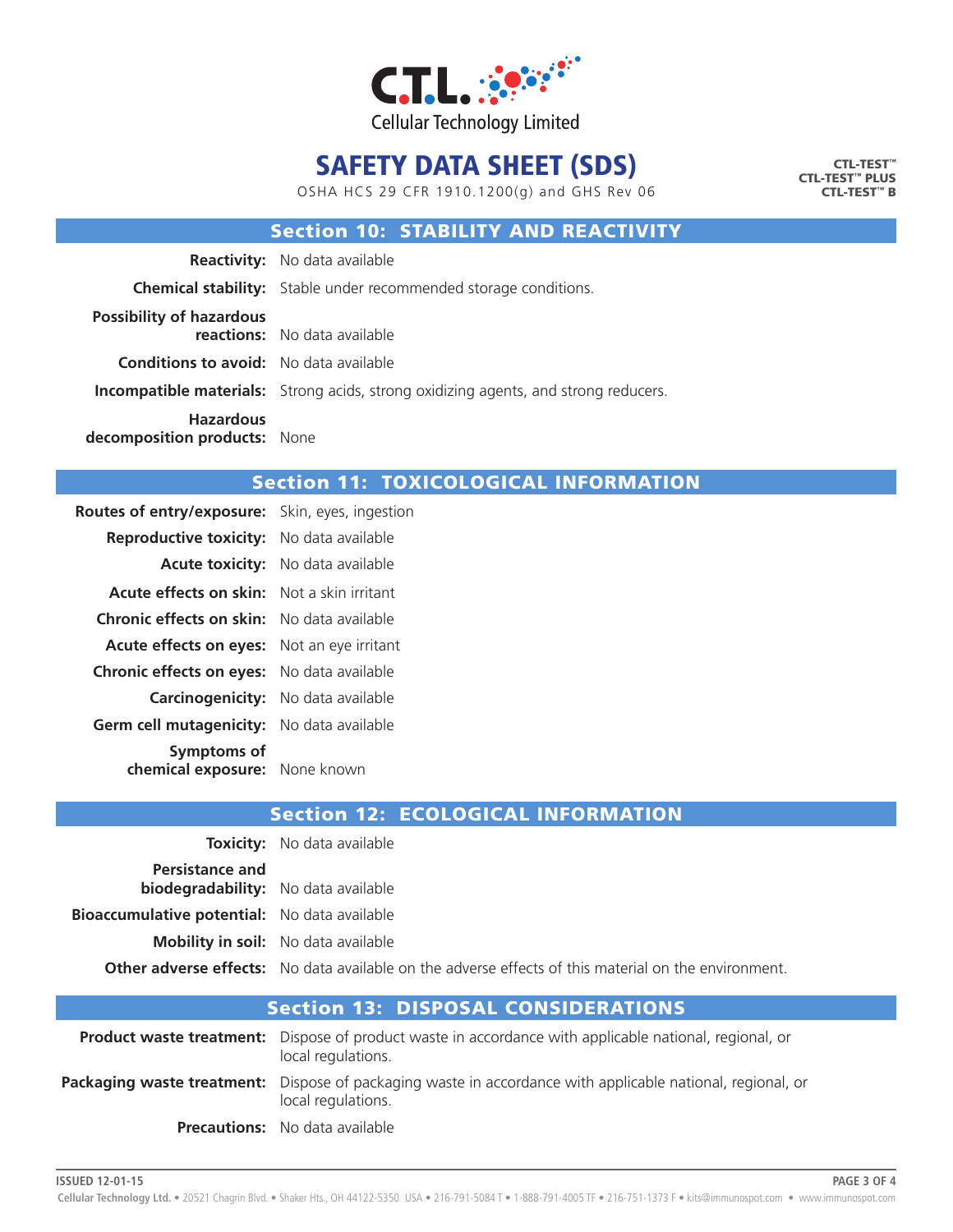# SAFETY DATA SHEET (SDS)

OSHA HCS 29 CFR 1910.1200(g) and GHS Rev 06

CTL-TEST™
CTL-TEST™ PLUS
CTL-TEST™ B

## Section 10: STABILITY AND REACTIVITY

**Reactivity:** No data available

**Chemical stability:** Stable under recommended storage conditions.

**Possibility of hazardous reactions:** No data available

**Conditions to avoid:** No data available

**Incompatible materials:** Strong acids, strong oxidizing agents, and strong reducers.

**Hazardous decomposition products:** None

## Section 11: TOXICOLOGICAL INFORMATION

**Routes of entry/exposure:** Skin, eyes, ingestion

**Reproductive toxicity:** No data available

**Acute toxicity:** No data available

**Acute effects on skin:** Not a skin irritant

**Chronic effects on skin:** No data available

**Acute effects on eyes:** Not an eye irritant

**Chronic effects on eyes:** No data available

**Carcinogenicity:** No data available

**Germ cell mutagenicity:** No data available

**Symptoms of chemical exposure:** None known

## Section 12: ECOLOGICAL INFORMATION

**Toxicity:** No data available

**Persistance and biodegradability:** No data available

**Bioaccumulative potential:** No data available

**Mobility in soil:** No data available

**Other adverse effects:** No data available on the adverse effects of this material on the environment.

## Section 13: DISPOSAL CONSIDERATIONS

**Product waste treatment:** Dispose of product waste in accordance with applicable national, regional, or local regulations.

**Packaging waste treatment:** Dispose of packaging waste in accordance with applicable national, regional, or local regulations.

**Precautions:** No data available

ISSUED 12-01-15

Cellular Technology Ltd. • 20521 Chagrin Blvd. • Shaker Hts., OH 44122-5350 USA • 216-791-5084 T • 1-888-791-4005 TF • 216-751-1373 F • kits@immunospot.com • www.immunospot.com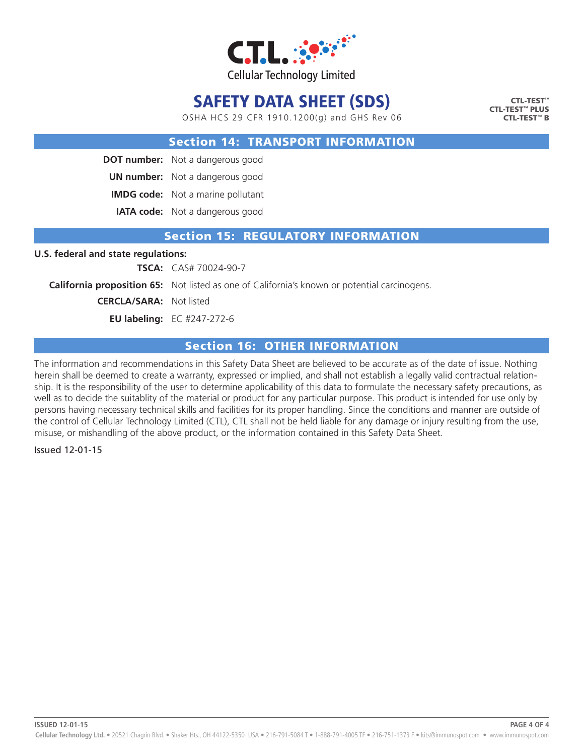# SAFETY DATA SHEET (SDS)

OSHA HCS 29 CFR 1910.1200(g) and GHS Rev 06

**CTL-TEST™**
**CTL-TEST™ PLUS**
**CTL-TEST™ B**

## Section 14: TRANSPORT INFORMATION

**DOT number:** Not a dangerous good

**UN number:** Not a dangerous good

**IMDG code:** Not a marine pollutant

**IATA code:** Not a dangerous good

## Section 15: REGULATORY INFORMATION

**U.S. federal and state regulations:**

**TSCA:** CAS# 70024-90-7

**California proposition 65:** Not listed as one of California's known or potential carcinogens.

**CERCLA/SARA:** Not listed

**EU labeling:** EC #247-272-6

## Section 16: OTHER INFORMATION

The information and recommendations in this Safety Data Sheet are believed to be accurate as of the date of issue. Nothing herein shall be deemed to create a warranty, expressed or implied, and shall not establish a legally valid contractual relationship. It is the responsibility of the user to determine applicability of this data to formulate the necessary safety precautions, as well as to decide the suitablity of the material or product for any particular purpose. This product is intended for use only by persons having necessary technical skills and facilities for its proper handling. Since the conditions and manner are outside of the control of Cellular Technology Limited (CTL), CTL shall not be held liable for any damage or injury resulting from the use, misuse, or mishandling of the above product, or the information contained in this Safety Data Sheet.

Issued 12-01-15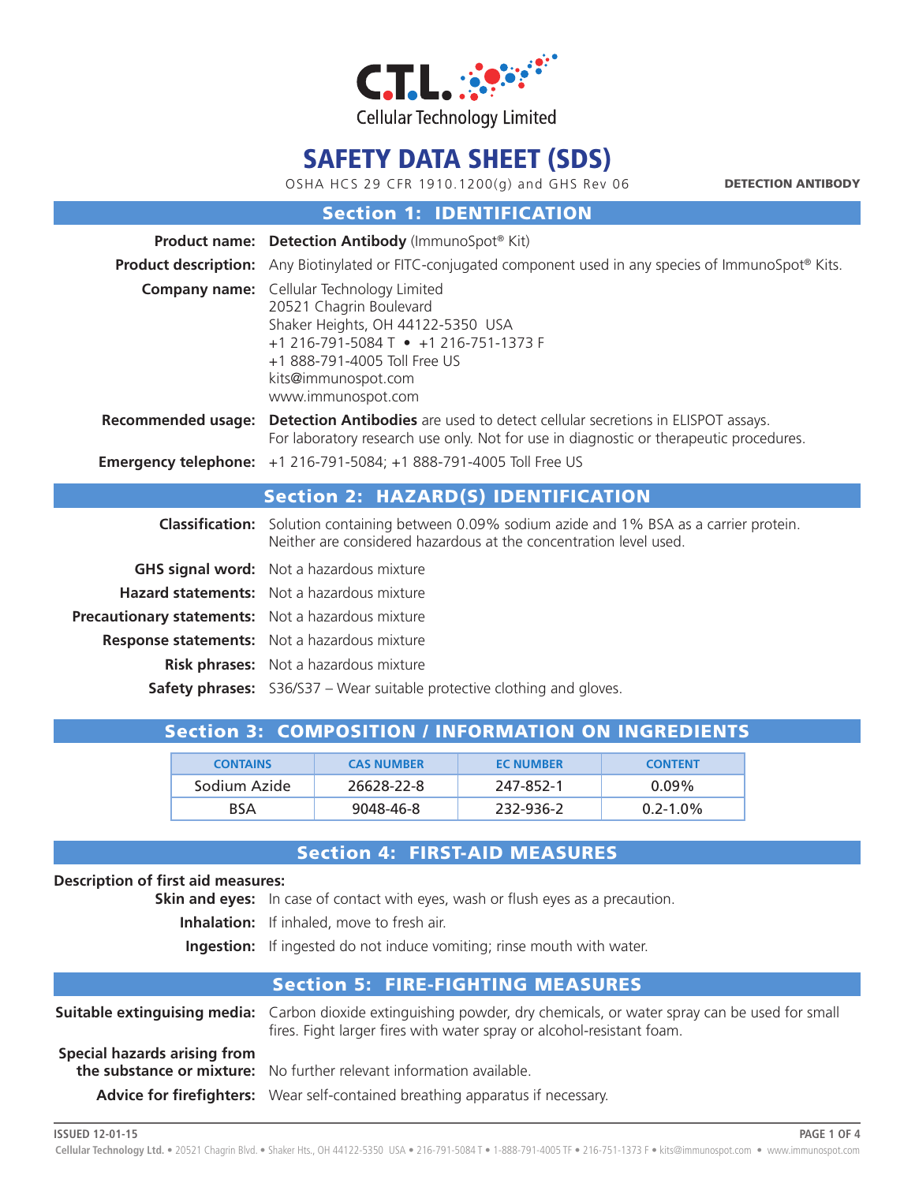# SAFETY DATA SHEET (SDS)

OSHA HCS 29 CFR 1910.1200(g) and GHS Rev 06

**DETECTION ANTIBODY**

## Section 1: IDENTIFICATION

**Product name:** **Detection Antibody** (ImmunoSpot® Kit)

**Product description:** Any Biotinylated or FITC-conjugated component used in any species of ImmunoSpot® Kits.

**Company name:** Cellular Technology Limited
20521 Chagrin Boulevard
Shaker Heights, OH 44122-5350 USA
+1 216-791-5084 T • +1 216-751-1373 F
+1 888-791-4005 Toll Free US
kits@immunospot.com
www.immunospot.com

**Recommended usage:** **Detection Antibodies** are used to detect cellular secretions in ELISPOT assays. For laboratory research use only. Not for use in diagnostic or therapeutic procedures.

**Emergency telephone:** +1 216-791-5084; +1 888-791-4005 Toll Free US

## Section 2: HAZARD(S) IDENTIFICATION

**Classification:** Solution containing between 0.09% sodium azide and 1% BSA as a carrier protein. Neither are considered hazardous at the concentration level used.

**GHS signal word:** Not a hazardous mixture

**Hazard statements:** Not a hazardous mixture

**Precautionary statements:** Not a hazardous mixture

**Response statements:** Not a hazardous mixture

**Risk phrases:** Not a hazardous mixture

**Safety phrases:** S36/S37 – Wear suitable protective clothing and gloves.

## Section 3: COMPOSITION / INFORMATION ON INGREDIENTS

| CONTAINS | CAS NUMBER | EC NUMBER | CONTENT |
|---|---|---|---|
| Sodium Azide | 26628-22-8 | 247-852-1 | 0.09% |
| BSA | 9048-46-8 | 232-936-2 | 0.2-1.0% |

## Section 4: FIRST-AID MEASURES

**Description of first aid measures:**

**Skin and eyes:** In case of contact with eyes, wash or flush eyes as a precaution.

**Inhalation:** If inhaled, move to fresh air.

**Ingestion:** If ingested do not induce vomiting; rinse mouth with water.

## Section 5: FIRE-FIGHTING MEASURES

**Suitable extinguishing media:** Carbon dioxide extinguishing powder, dry chemicals, or water spray can be used for small fires. Fight larger fires with water spray or alcohol-resistant foam.

**Special hazards arising from the substance or mixture:** No further relevant information available.

**Advice for firefighters:** Wear self-contained breathing apparatus if necessary.

ISSUED 12-01-15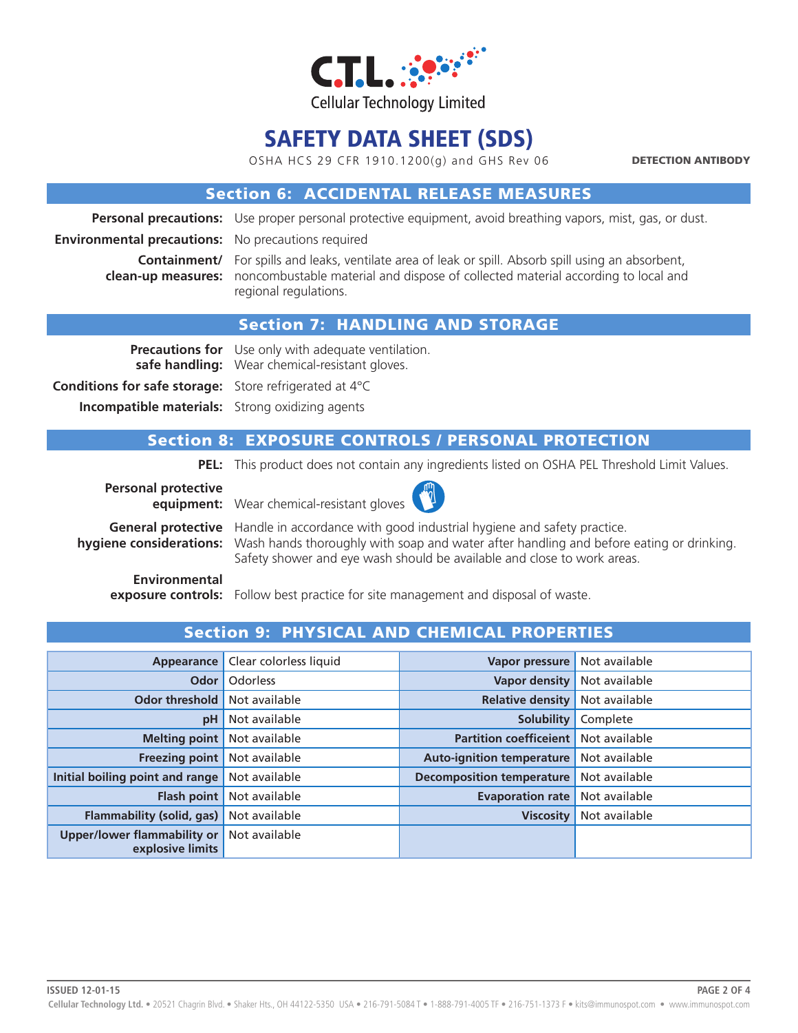# SAFETY DATA SHEET (SDS)

OSHA HCS 29 CFR 1910.1200(g) and GHS Rev 06

**DETECTION ANTIBODY**

## Section 6: ACCIDENTAL RELEASE MEASURES

**Personal precautions:** Use proper personal protective equipment, avoid breathing vapors, mist, gas, or dust.

**Environmental precautions:** No precautions required

**Containment/ clean-up measures:** For spills and leaks, ventilate area of leak or spill. Absorb spill using an absorbent, noncombustible material and dispose of collected material according to local and regional regulations.

## Section 7: HANDLING AND STORAGE

**Precautions for safe handling:** Use only with adequate ventilation. Wear chemical-resistant gloves.

**Conditions for safe storage:** Store refrigerated at 4°C

**Incompatible materials:** Strong oxidizing agents

## Section 8: EXPOSURE CONTROLS / PERSONAL PROTECTION

**PEL:** This product does not contain any ingredients listed on OSHA PEL Threshold Limit Values.

**Personal protective equipment:** Wear chemical-resistant gloves

**General protective hygiene considerations:** Handle in accordance with good industrial hygiene and safety practice. Wash hands thoroughly with soap and water after handling and before eating or drinking. Safety shower and eye wash should be available and close to work areas.

**Environmental exposure controls:** Follow best practice for site management and disposal of waste.

## Section 9: PHYSICAL AND CHEMICAL PROPERTIES

| Property | Value | Property | Value |
|---|---|---|---|
| **Appearance** | Clear colorless liquid | **Vapor pressure** | Not available |
| **Odor** | Odorless | **Vapor density** | Not available |
| **Odor threshold** | Not available | **Relative density** | Not available |
| **pH** | Not available | **Solubility** | Complete |
| **Melting point** | Not available | **Partition coefficeint** | Not available |
| **Freezing point** | Not available | **Auto-ignition temperature** | Not available |
| **Initial boiling point and range** | Not available | **Decomposition temperature** | Not available |
| **Flash point** | Not available | **Evaporation rate** | Not available |
| **Flammability (solid, gas)** | Not available | **Viscosity** | Not available |
| **Upper/lower flammability or explosive limits** | Not available | | |

ISSUED 12-01-15

Cellular Technology Ltd. • 20521 Chagrin Blvd. • Shaker Hts., OH 44122-5350 USA • 216-791-5084 T • 1-888-791-4005 TF • 216-751-1373 F • kits@immunospot.com • www.immunospot.com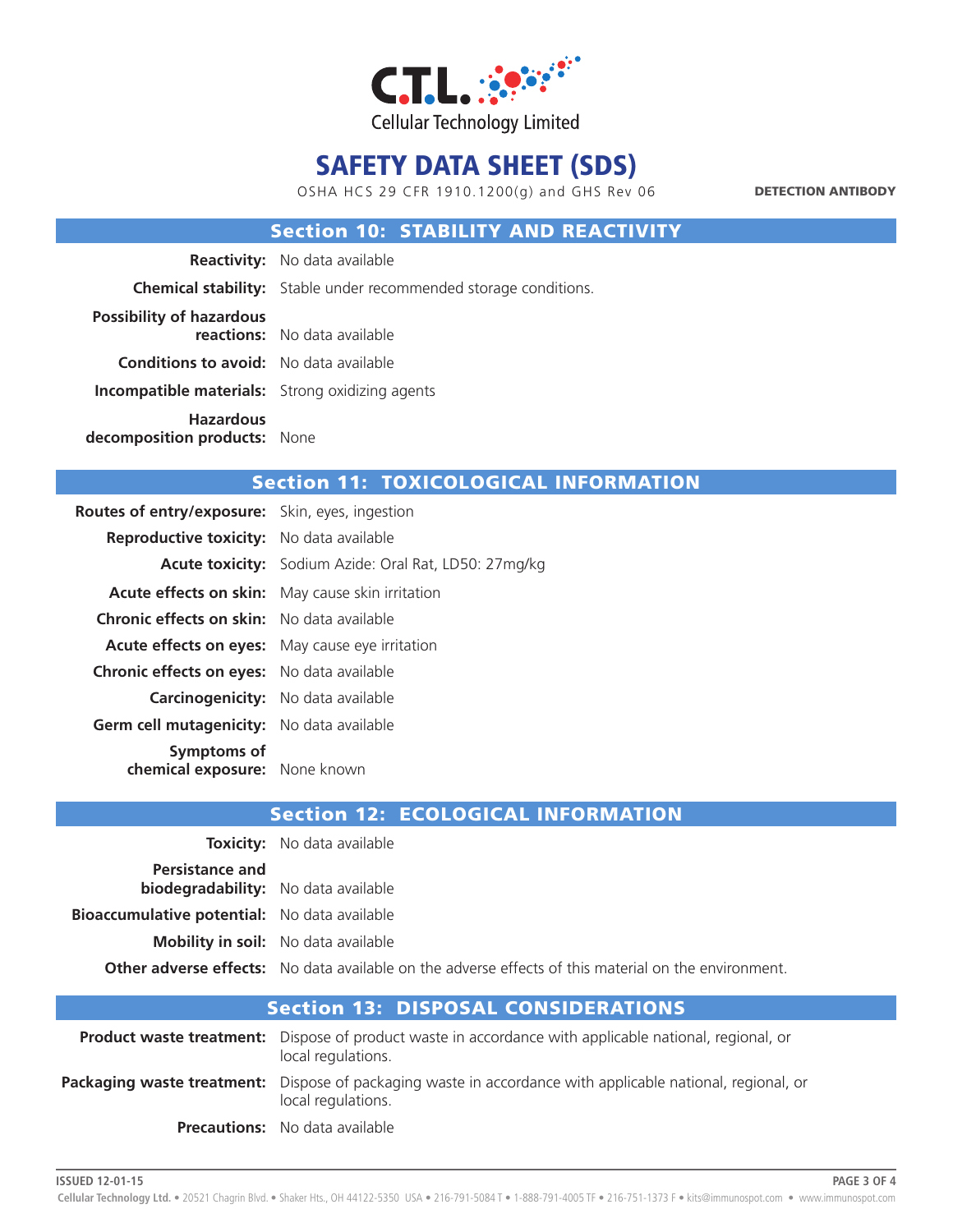# SAFETY DATA SHEET (SDS)

OSHA HCS 29 CFR 1910.1200(g) and GHS Rev 06

**DETECTION ANTIBODY**

## Section 10: STABILITY AND REACTIVITY

**Reactivity:** No data available

**Chemical stability:** Stable under recommended storage conditions.

**Possibility of hazardous reactions:** No data available

**Conditions to avoid:** No data available

**Incompatible materials:** Strong oxidizing agents

**Hazardous decomposition products:** None

## Section 11: TOXICOLOGICAL INFORMATION

**Routes of entry/exposure:** Skin, eyes, ingestion

**Reproductive toxicity:** No data available

**Acute toxicity:** Sodium Azide: Oral Rat, LD50: 27mg/kg

**Acute effects on skin:** May cause skin irritation

**Chronic effects on skin:** No data available

**Acute effects on eyes:** May cause eye irritation

**Chronic effects on eyes:** No data available

**Carcinogenicity:** No data available

**Germ cell mutagenicity:** No data available

**Symptoms of chemical exposure:** None known

## Section 12: ECOLOGICAL INFORMATION

**Toxicity:** No data available

**Persistance and biodegradability:** No data available

**Bioaccumulative potential:** No data available

**Mobility in soil:** No data available

**Other adverse effects:** No data available on the adverse effects of this material on the environment.

## Section 13: DISPOSAL CONSIDERATIONS

**Product waste treatment:** Dispose of product waste in accordance with applicable national, regional, or local regulations.

**Packaging waste treatment:** Dispose of packaging waste in accordance with applicable national, regional, or local regulations.

**Precautions:** No data available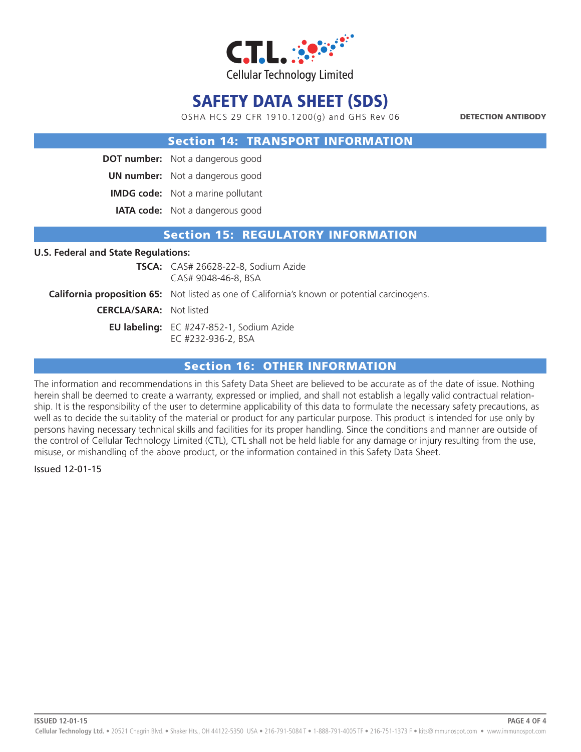# SAFETY DATA SHEET (SDS)

OSHA HCS 29 CFR 1910.1200(g) and GHS Rev 06

**DETECTION ANTIBODY**

## Section 14: TRANSPORT INFORMATION

**DOT number:** Not a dangerous good

**UN number:** Not a dangerous good

**IMDG code:** Not a marine pollutant

**IATA code:** Not a dangerous good

## Section 15: REGULATORY INFORMATION

**U.S. Federal and State Regulations:**

**TSCA:** CAS# 26628-22-8, Sodium Azide
CAS# 9048-46-8, BSA

**California proposition 65:** Not listed as one of California's known or potential carcinogens.

**CERCLA/SARA:** Not listed

**EU labeling:** EC #247-852-1, Sodium Azide
EC #232-936-2, BSA

## Section 16: OTHER INFORMATION

The information and recommendations in this Safety Data Sheet are believed to be accurate as of the date of issue. Nothing herein shall be deemed to create a warranty, expressed or implied, and shall not establish a legally valid contractual relationship. It is the responsibility of the user to determine applicability of this data to formulate the necessary safety precautions, as well as to decide the suitablity of the material or product for any particular purpose. This product is intended for use only by persons having necessary technical skills and facilities for its proper handling. Since the conditions and manner are outside of the control of Cellular Technology Limited (CTL), CTL shall not be held liable for any damage or injury resulting from the use, misuse, or mishandling of the above product, or the information contained in this Safety Data Sheet.

Issued 12-01-15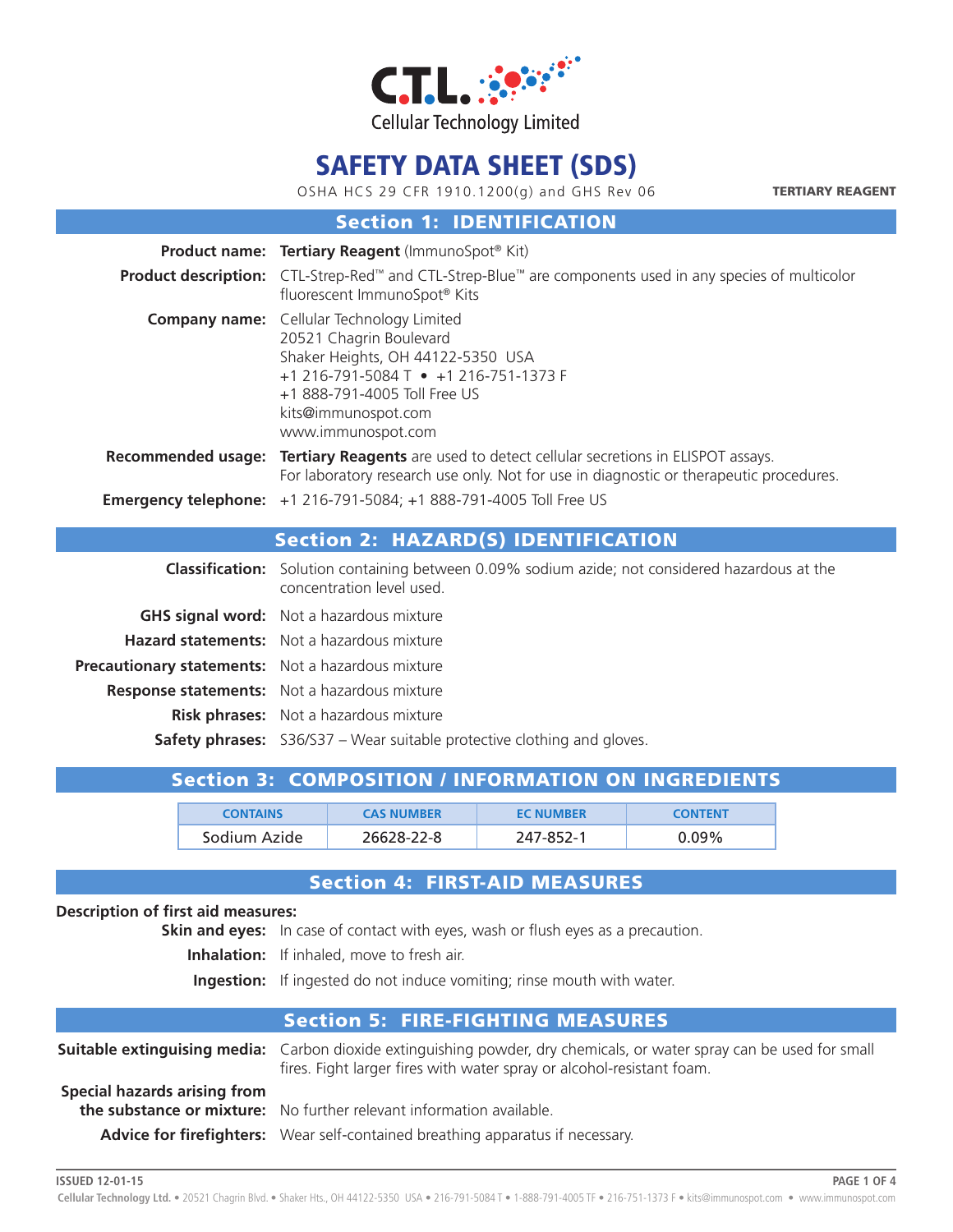CTL Cellular Technology Limited

# SAFETY DATA SHEET (SDS)

OSHA HCS 29 CFR 1910.1200(g) and GHS Rev 06

**TERTIARY REAGENT**

## Section 1: IDENTIFICATION

**Product name:** **Tertiary Reagent** (ImmunoSpot® Kit)

**Product description:** CTL-Strep-Red™ and CTL-Strep-Blue™ are components used in any species of multicolor fluorescent ImmunoSpot® Kits

**Company name:** Cellular Technology Limited
20521 Chagrin Boulevard
Shaker Heights, OH 44122-5350 USA
+1 216-791-5084 T • +1 216-751-1373 F
+1 888-791-4005 Toll Free US
kits@immunospot.com
www.immunospot.com

**Recommended usage:** **Tertiary Reagents** are used to detect cellular secretions in ELISPOT assays.
For laboratory research use only. Not for use in diagnostic or therapeutic procedures.

**Emergency telephone:** +1 216-791-5084; +1 888-791-4005 Toll Free US

## Section 2: HAZARD(S) IDENTIFICATION

**Classification:** Solution containing between 0.09% sodium azide; not considered hazardous at the concentration level used.

**GHS signal word:** Not a hazardous mixture

**Hazard statements:** Not a hazardous mixture

**Precautionary statements:** Not a hazardous mixture

**Response statements:** Not a hazardous mixture

**Risk phrases:** Not a hazardous mixture

**Safety phrases:** S36/S37 – Wear suitable protective clothing and gloves.

## Section 3: COMPOSITION / INFORMATION ON INGREDIENTS

| CONTAINS | CAS NUMBER | EC NUMBER | CONTENT |
|---|---|---|---|
| Sodium Azide | 26628-22-8 | 247-852-1 | 0.09% |

## Section 4: FIRST-AID MEASURES

**Description of first aid measures:**

**Skin and eyes:** In case of contact with eyes, wash or flush eyes as a precaution.

**Inhalation:** If inhaled, move to fresh air.

**Ingestion:** If ingested do not induce vomiting; rinse mouth with water.

## Section 5: FIRE-FIGHTING MEASURES

**Suitable extinguishing media:** Carbon dioxide extinguishing powder, dry chemicals, or water spray can be used for small fires. Fight larger fires with water spray or alcohol-resistant foam.

**Special hazards arising from the substance or mixture:** No further relevant information available.

**Advice for firefighters:** Wear self-contained breathing apparatus if necessary.

ISSUED 12-01-15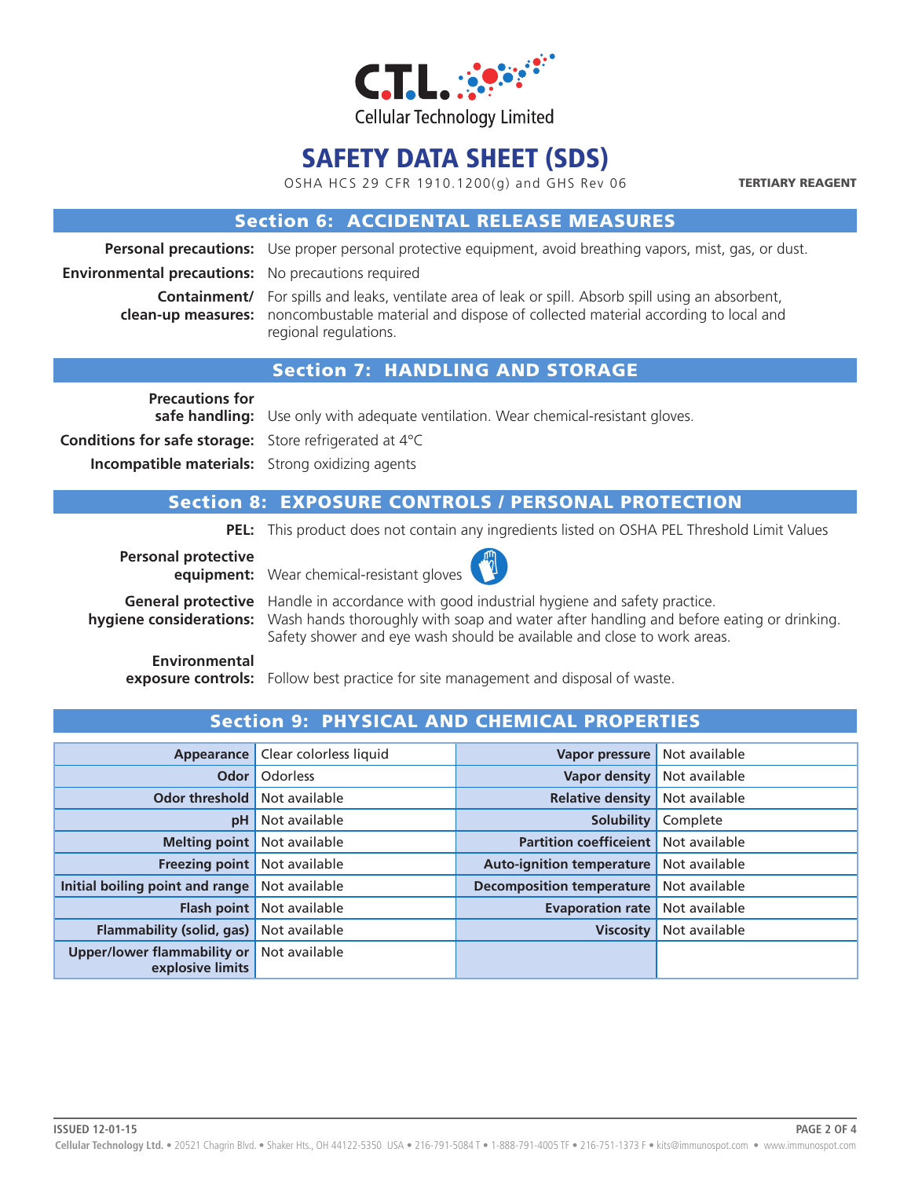# SAFETY DATA SHEET (SDS)

OSHA HCS 29 CFR 1910.1200(g) and GHS Rev 06

**TERTIARY REAGENT**

## Section 6: ACCIDENTAL RELEASE MEASURES

**Personal precautions:** Use proper personal protective equipment, avoid breathing vapors, mist, gas, or dust.

**Environmental precautions:** No precautions required

**Containment/ clean-up measures:** For spills and leaks, ventilate area of leak or spill. Absorb spill using an absorbent, noncombustible material and dispose of collected material according to local and regional regulations.

## Section 7: HANDLING AND STORAGE

**Precautions for safe handling:** Use only with adequate ventilation. Wear chemical-resistant gloves.

**Conditions for safe storage:** Store refrigerated at 4°C

**Incompatible materials:** Strong oxidizing agents

## Section 8: EXPOSURE CONTROLS / PERSONAL PROTECTION

**PEL:** This product does not contain any ingredients listed on OSHA PEL Threshold Limit Values

**Personal protective equipment:** Wear chemical-resistant gloves

**General protective hygiene considerations:** Handle in accordance with good industrial hygiene and safety practice. Wash hands thoroughly with soap and water after handling and before eating or drinking. Safety shower and eye wash should be available and close to work areas.

**Environmental exposure controls:** Follow best practice for site management and disposal of waste.

## Section 9: PHYSICAL AND CHEMICAL PROPERTIES

| Property | Value | Property | Value |
|---|---|---|---|
| **Appearance** | Clear colorless liquid | **Vapor pressure** | Not available |
| **Odor** | Odorless | **Vapor density** | Not available |
| **Odor threshold** | Not available | **Relative density** | Not available |
| **pH** | Not available | **Solubility** | Complete |
| **Melting point** | Not available | **Partition coefficeint** | Not available |
| **Freezing point** | Not available | **Auto-ignition temperature** | Not available |
| **Initial boiling point and range** | Not available | **Decomposition temperature** | Not available |
| **Flash point** | Not available | **Evaporation rate** | Not available |
| **Flammability (solid, gas)** | Not available | **Viscosity** | Not available |
| **Upper/lower flammability or explosive limits** | Not available | | |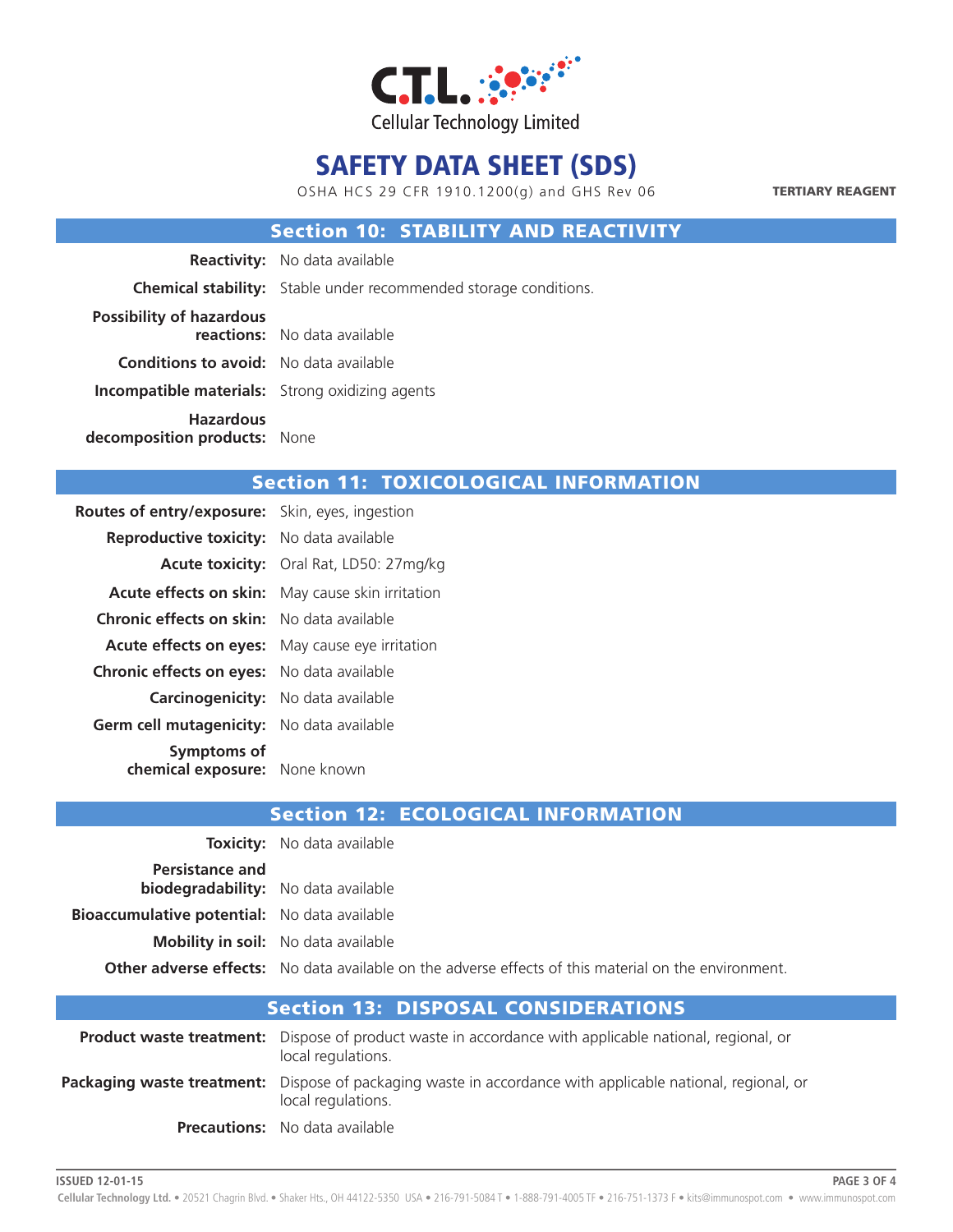# SAFETY DATA SHEET (SDS)

OSHA HCS 29 CFR 1910.1200(g) and GHS Rev 06

**TERTIARY REAGENT**

## Section 10: STABILITY AND REACTIVITY

**Reactivity:** No data available

**Chemical stability:** Stable under recommended storage conditions.

**Possibility of hazardous reactions:** No data available

**Conditions to avoid:** No data available

**Incompatible materials:** Strong oxidizing agents

**Hazardous decomposition products:** None

## Section 11: TOXICOLOGICAL INFORMATION

**Routes of entry/exposure:** Skin, eyes, ingestion

**Reproductive toxicity:** No data available

**Acute toxicity:** Oral Rat, LD50: 27mg/kg

**Acute effects on skin:** May cause skin irritation

**Chronic effects on skin:** No data available

**Acute effects on eyes:** May cause eye irritation

**Chronic effects on eyes:** No data available

**Carcinogenicity:** No data available

**Germ cell mutagenicity:** No data available

**Symptoms of chemical exposure:** None known

## Section 12: ECOLOGICAL INFORMATION

**Toxicity:** No data available

**Persistance and biodegradability:** No data available

**Bioaccumulative potential:** No data available

**Mobility in soil:** No data available

**Other adverse effects:** No data available on the adverse effects of this material on the environment.

## Section 13: DISPOSAL CONSIDERATIONS

**Product waste treatment:** Dispose of product waste in accordance with applicable national, regional, or local regulations.

**Packaging waste treatment:** Dispose of packaging waste in accordance with applicable national, regional, or local regulations.

**Precautions:** No data available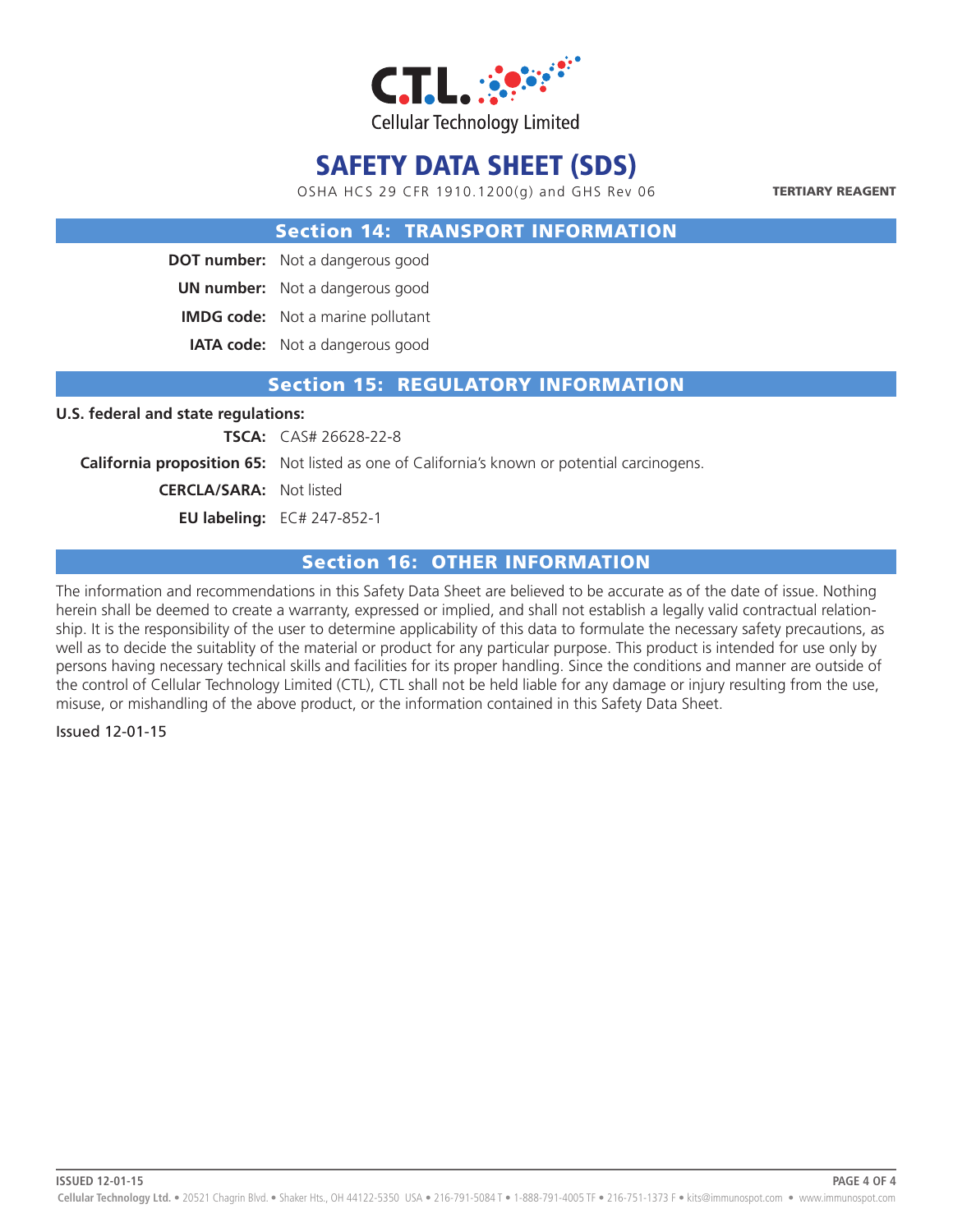# SAFETY DATA SHEET (SDS)

OSHA HCS 29 CFR 1910.1200(g) and GHS Rev 06

**TERTIARY REAGENT**

## Section 14: TRANSPORT INFORMATION

**DOT number:** Not a dangerous good

**UN number:** Not a dangerous good

**IMDG code:** Not a marine pollutant

**IATA code:** Not a dangerous good

## Section 15: REGULATORY INFORMATION

**U.S. federal and state regulations:**

**TSCA:** CAS# 26628-22-8

**California proposition 65:** Not listed as one of California's known or potential carcinogens.

**CERCLA/SARA:** Not listed

**EU labeling:** EC# 247-852-1

## Section 16: OTHER INFORMATION

The information and recommendations in this Safety Data Sheet are believed to be accurate as of the date of issue. Nothing herein shall be deemed to create a warranty, expressed or implied, and shall not establish a legally valid contractual relationship. It is the responsibility of the user to determine applicability of this data to formulate the necessary safety precautions, as well as to decide the suitablity of the material or product for any particular purpose. This product is intended for use only by persons having necessary technical skills and facilities for its proper handling. Since the conditions and manner are outside of the control of Cellular Technology Limited (CTL), CTL shall not be held liable for any damage or injury resulting from the use, misuse, or mishandling of the above product, or the information contained in this Safety Data Sheet.

Issued 12-01-15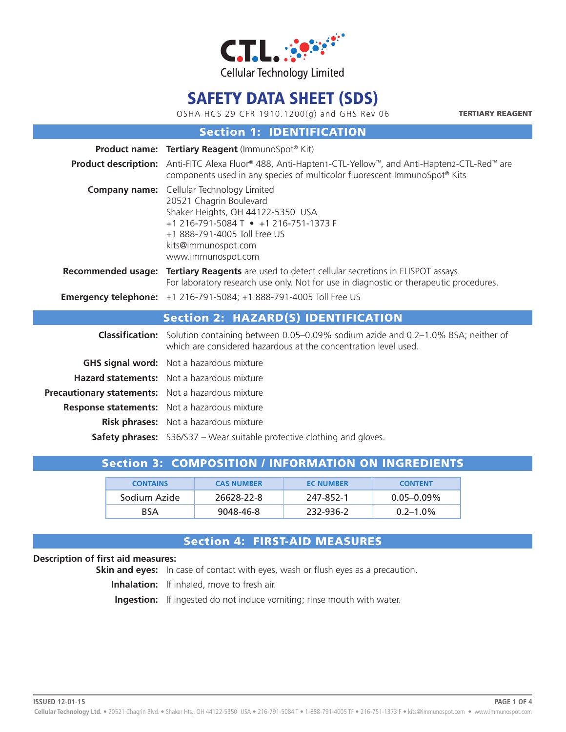Cellular Technology Limited

# SAFETY DATA SHEET (SDS)

OSHA HCS 29 CFR 1910.1200(g) and GHS Rev 06

**TERTIARY REAGENT**

## Section 1: IDENTIFICATION

**Product name:** **Tertiary Reagent** (ImmunoSpot® Kit)

**Product description:** Anti-FITC Alexa Fluor® 488, Anti-Hapten1-CTL-Yellow™, and Anti-Hapten2-CTL-Red™ are components used in any species of multicolor fluorescent ImmunoSpot® Kits

**Company name:** Cellular Technology Limited
20521 Chagrin Boulevard
Shaker Heights, OH 44122-5350 USA
+1 216-791-5084 T • +1 216-751-1373 F
+1 888-791-4005 Toll Free US
kits@immunospot.com
www.immunospot.com

**Recommended usage:** **Tertiary Reagents** are used to detect cellular secretions in ELISPOT assays.
For laboratory research use only. Not for use in diagnostic or therapeutic procedures.

**Emergency telephone:** +1 216-791-5084; +1 888-791-4005 Toll Free US

## Section 2: HAZARD(S) IDENTIFICATION

**Classification:** Solution containing between 0.05–0.09% sodium azide and 0.2–1.0% BSA; neither of which are considered hazardous at the concentration level used.

**GHS signal word:** Not a hazardous mixture

**Hazard statements:** Not a hazardous mixture

**Precautionary statements:** Not a hazardous mixture

**Response statements:** Not a hazardous mixture

**Risk phrases:** Not a hazardous mixture

**Safety phrases:** S36/S37 – Wear suitable protective clothing and gloves.

## Section 3: COMPOSITION / INFORMATION ON INGREDIENTS

| CONTAINS | CAS NUMBER | EC NUMBER | CONTENT |
| --- | --- | --- | --- |
| Sodium Azide | 26628-22-8 | 247-852-1 | 0.05–0.09% |
| BSA | 9048-46-8 | 232-936-2 | 0.2–1.0% |

## Section 4: FIRST-AID MEASURES

**Description of first aid measures:**

**Skin and eyes:** In case of contact with eyes, wash or flush eyes as a precaution.

**Inhalation:** If inhaled, move to fresh air.

**Ingestion:** If ingested do not induce vomiting; rinse mouth with water.

ISSUED 12-01-15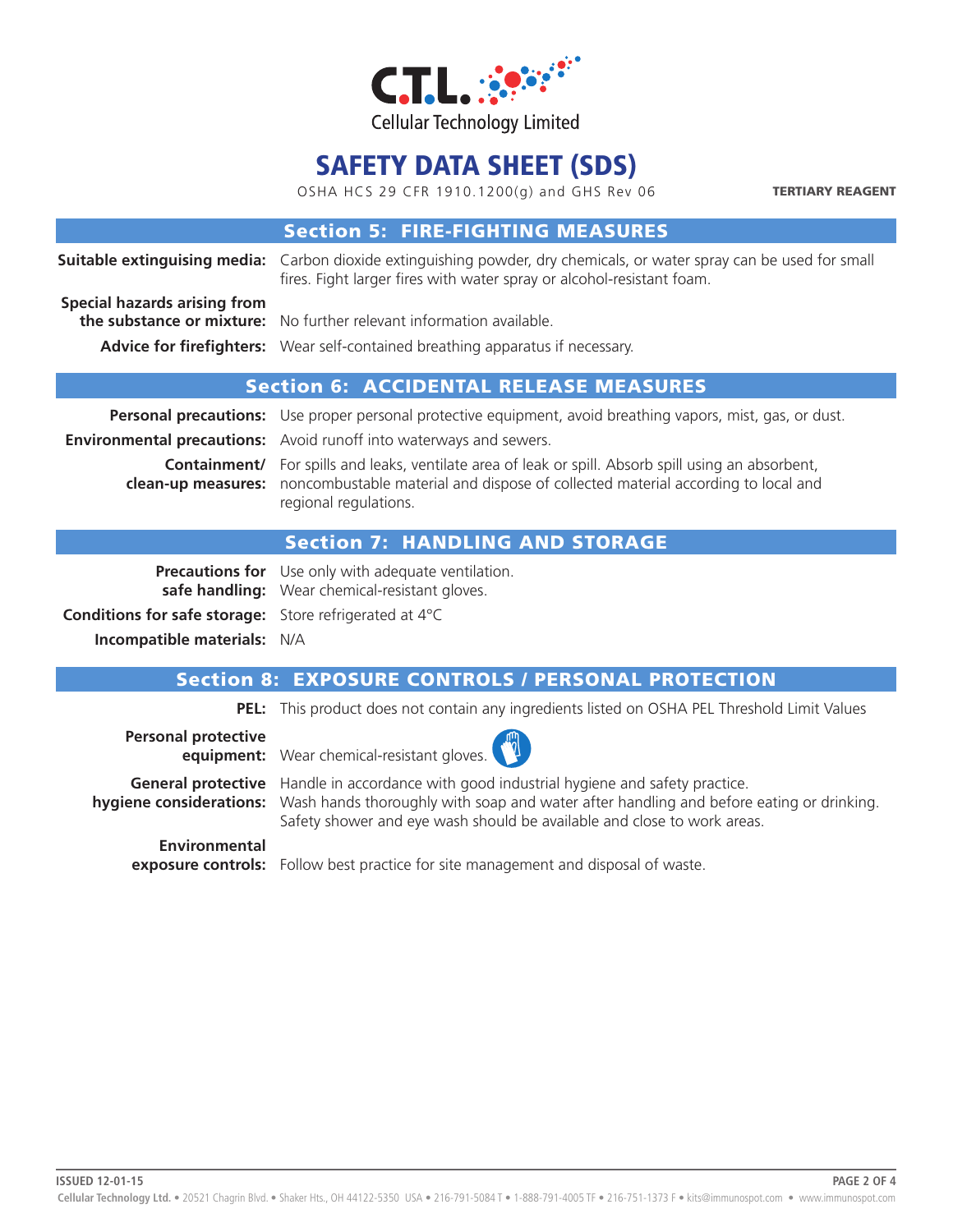# SAFETY DATA SHEET (SDS)

OSHA HCS 29 CFR 1910.1200(g) and GHS Rev 06

**TERTIARY REAGENT**

## Section 5: FIRE-FIGHTING MEASURES

**Suitable extinguishing media:** Carbon dioxide extinguishing powder, dry chemicals, or water spray can be used for small fires. Fight larger fires with water spray or alcohol-resistant foam.

**Special hazards arising from the substance or mixture:** No further relevant information available.

**Advice for firefighters:** Wear self-contained breathing apparatus if necessary.

## Section 6: ACCIDENTAL RELEASE MEASURES

**Personal precautions:** Use proper personal protective equipment, avoid breathing vapors, mist, gas, or dust.

**Environmental precautions:** Avoid runoff into waterways and sewers.

**Containment/ clean-up measures:** For spills and leaks, ventilate area of leak or spill. Absorb spill using an absorbent, noncombustible material and dispose of collected material according to local and regional regulations.

## Section 7: HANDLING AND STORAGE

**Precautions for safe handling:** Use only with adequate ventilation.
Wear chemical-resistant gloves.

**Conditions for safe storage:** Store refrigerated at 4°C

**Incompatible materials:** N/A

## Section 8: EXPOSURE CONTROLS / PERSONAL PROTECTION

**PEL:** This product does not contain any ingredients listed on OSHA PEL Threshold Limit Values

**Personal protective equipment:** Wear chemical-resistant gloves.

**General protective hygiene considerations:** Handle in accordance with good industrial hygiene and safety practice.
Wash hands thoroughly with soap and water after handling and before eating or drinking.
Safety shower and eye wash should be available and close to work areas.

**Environmental exposure controls:** Follow best practice for site management and disposal of waste.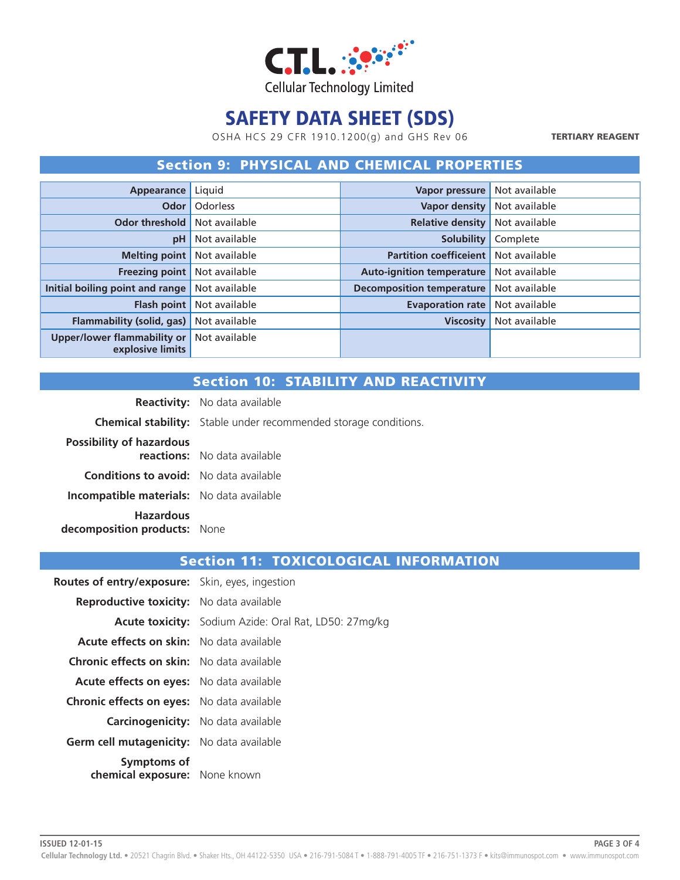# SAFETY DATA SHEET (SDS)

OSHA HCS 29 CFR 1910.1200(g) and GHS Rev 06

**TERTIARY REAGENT**

## Section 9: PHYSICAL AND CHEMICAL PROPERTIES

| Property | Value | Property | Value |
|---|---|---|---|
| **Appearance** | Liquid | **Vapor pressure** | Not available |
| **Odor** | Odorless | **Vapor density** | Not available |
| **Odor threshold** | Not available | **Relative density** | Not available |
| **pH** | Not available | **Solubility** | Complete |
| **Melting point** | Not available | **Partition coefficeient** | Not available |
| **Freezing point** | Not available | **Auto-ignition temperature** | Not available |
| **Initial boiling point and range** | Not available | **Decomposition temperature** | Not available |
| **Flash point** | Not available | **Evaporation rate** | Not available |
| **Flammability (solid, gas)** | Not available | **Viscosity** | Not available |
| **Upper/lower flammability or explosive limits** | Not available | | |

## Section 10: STABILITY AND REACTIVITY

**Reactivity:** No data available

**Chemical stability:** Stable under recommended storage conditions.

**Possibility of hazardous reactions:** No data available

**Conditions to avoid:** No data available

**Incompatible materials:** No data available

**Hazardous decomposition products:** None

## Section 11: TOXICOLOGICAL INFORMATION

**Routes of entry/exposure:** Skin, eyes, ingestion

**Reproductive toxicity:** No data available

**Acute toxicity:** Sodium Azide: Oral Rat, LD50: 27mg/kg

**Acute effects on skin:** No data available

**Chronic effects on skin:** No data available

**Acute effects on eyes:** No data available

**Chronic effects on eyes:** No data available

**Carcinogenicity:** No data available

**Germ cell mutagenicity:** No data available

**Symptoms of chemical exposure:** None known

ISSUED 12-01-15

**Cellular Technology Ltd.** • 20521 Chagrin Blvd. • Shaker Hts., OH 44122-5350 USA • 216-791-5084 T • 1-888-791-4005 TF • 216-751-1373 F • kits@immunospot.com • www.immunospot.com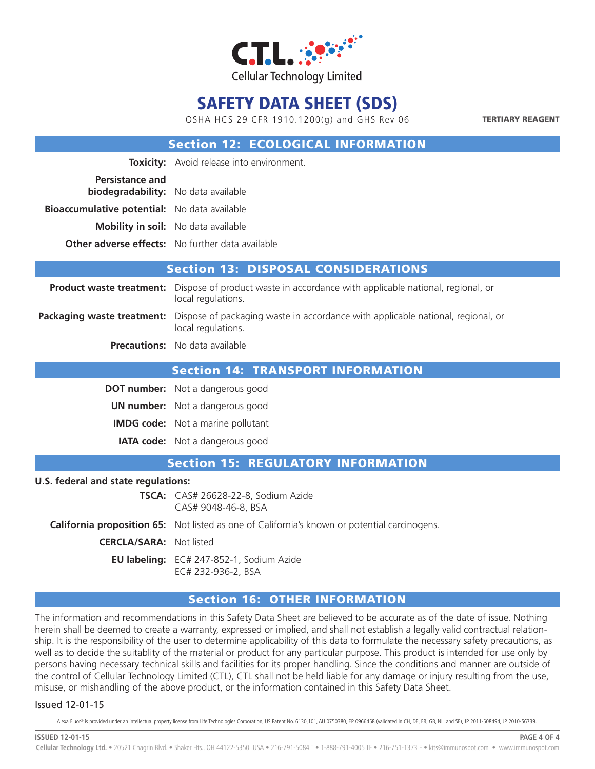# SAFETY DATA SHEET (SDS)

OSHA HCS 29 CFR 1910.1200(g) and GHS Rev 06

**TERTIARY REAGENT**

## Section 12: ECOLOGICAL INFORMATION

**Toxicity:** Avoid release into environment.

**Persistance and biodegradability:** No data available

**Bioaccumulative potential:** No data available

**Mobility in soil:** No data available

**Other adverse effects:** No further data available

## Section 13: DISPOSAL CONSIDERATIONS

**Product waste treatment:** Dispose of product waste in accordance with applicable national, regional, or local regulations.

**Packaging waste treatment:** Dispose of packaging waste in accordance with applicable national, regional, or local regulations.

**Precautions:** No data available

## Section 14: TRANSPORT INFORMATION

**DOT number:** Not a dangerous good

**UN number:** Not a dangerous good

**IMDG code:** Not a marine pollutant

**IATA code:** Not a dangerous good

## Section 15: REGULATORY INFORMATION

**U.S. federal and state regulations:**

**TSCA:** CAS# 26628-22-8, Sodium Azide
CAS# 9048-46-8, BSA

**California proposition 65:** Not listed as one of California's known or potential carcinogens.

**CERCLA/SARA:** Not listed

**EU labeling:** EC# 247-852-1, Sodium Azide
EC# 232-936-2, BSA

## Section 16: OTHER INFORMATION

The information and recommendations in this Safety Data Sheet are believed to be accurate as of the date of issue. Nothing herein shall be deemed to create a warranty, expressed or implied, and shall not establish a legally valid contractual relationship. It is the responsibility of the user to determine applicability of this data to formulate the necessary safety precautions, as well as to decide the suitablity of the material or product for any particular purpose. This product is intended for use only by persons having necessary technical skills and facilities for its proper handling. Since the conditions and manner are outside of the control of Cellular Technology Limited (CTL), CTL shall not be held liable for any damage or injury resulting from the use, misuse, or mishandling of the above product, or the information contained in this Safety Data Sheet.

Issued 12-01-15

Alexa Fluor® is provided under an intellectual property license from Life Technologies Corporation, US Patent No. 6130,101, AU 0750380, EP 0966458 (validated in CH, DE, FR, GB, NL, and SE), JP 2011-508494, JP 2010-56739.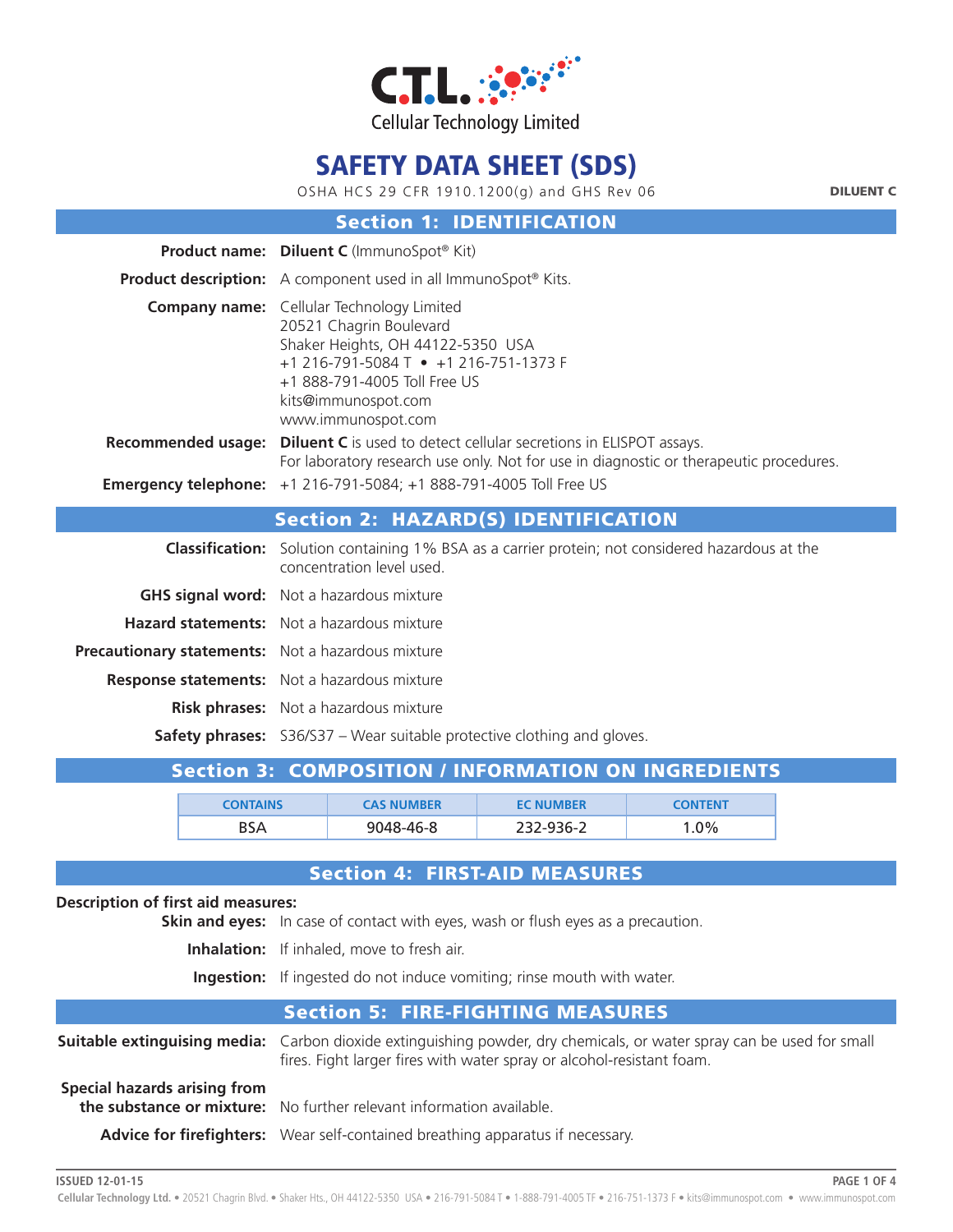# SAFETY DATA SHEET (SDS)

OSHA HCS 29 CFR 1910.1200(g) and GHS Rev 06

**DILUENT C**

## Section 1: IDENTIFICATION

**Product name:** **Diluent C** (ImmunoSpot® Kit)

**Product description:** A component used in all ImmunoSpot® Kits.

**Company name:** Cellular Technology Limited
20521 Chagrin Boulevard
Shaker Heights, OH 44122-5350 USA
+1 216-791-5084 T • +1 216-751-1373 F
+1 888-791-4005 Toll Free US
kits@immunospot.com
www.immunospot.com

**Recommended usage:** **Diluent C** is used to detect cellular secretions in ELISPOT assays.
For laboratory research use only. Not for use in diagnostic or therapeutic procedures.

**Emergency telephone:** +1 216-791-5084; +1 888-791-4005 Toll Free US

## Section 2: HAZARD(S) IDENTIFICATION

**Classification:** Solution containing 1% BSA as a carrier protein; not considered hazardous at the concentration level used.

**GHS signal word:** Not a hazardous mixture

**Hazard statements:** Not a hazardous mixture

**Precautionary statements:** Not a hazardous mixture

**Response statements:** Not a hazardous mixture

**Risk phrases:** Not a hazardous mixture

**Safety phrases:** S36/S37 – Wear suitable protective clothing and gloves.

## Section 3: COMPOSITION / INFORMATION ON INGREDIENTS

| CONTAINS | CAS NUMBER | EC NUMBER | CONTENT |
|---|---|---|---|
| BSA | 9048-46-8 | 232-936-2 | 1.0% |

## Section 4: FIRST-AID MEASURES

**Description of first aid measures:**

**Skin and eyes:** In case of contact with eyes, wash or flush eyes as a precaution.

**Inhalation:** If inhaled, move to fresh air.

**Ingestion:** If ingested do not induce vomiting; rinse mouth with water.

## Section 5: FIRE-FIGHTING MEASURES

**Suitable extinguishing media:** Carbon dioxide extinguishing powder, dry chemicals, or water spray can be used for small fires. Fight larger fires with water spray or alcohol-resistant foam.

**Special hazards arising from the substance or mixture:** No further relevant information available.

**Advice for firefighters:** Wear self-contained breathing apparatus if necessary.

ISSUED 12-01-15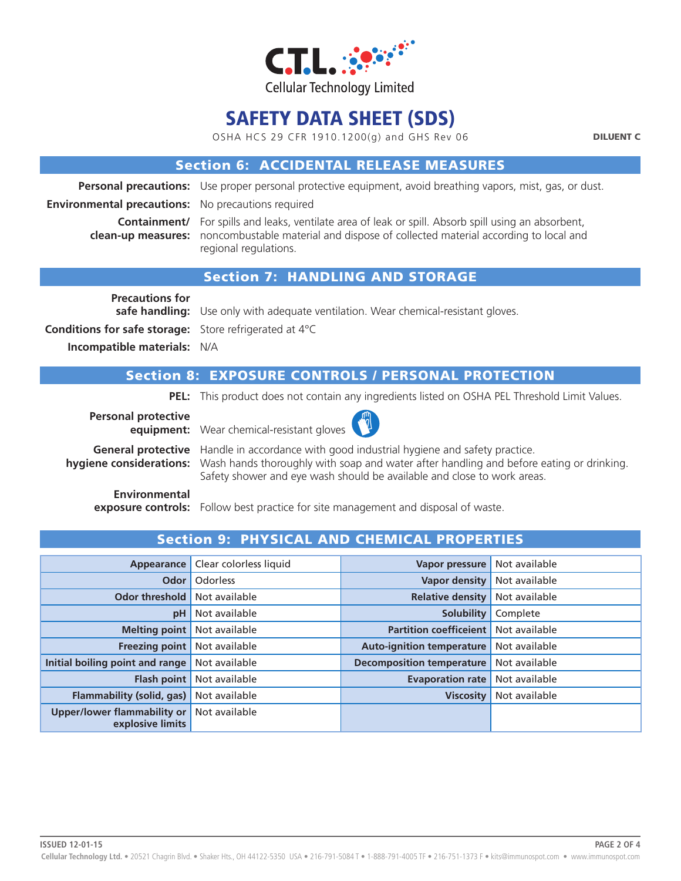# SAFETY DATA SHEET (SDS)

OSHA HCS 29 CFR 1910.1200(g) and GHS Rev 06

**DILUENT C**

## Section 6: ACCIDENTAL RELEASE MEASURES

**Personal precautions:** Use proper personal protective equipment, avoid breathing vapors, mist, gas, or dust.

**Environmental precautions:** No precautions required

**Containment/ clean-up measures:** For spills and leaks, ventilate area of leak or spill. Absorb spill using an absorbent, noncombustible material and dispose of collected material according to local and regional regulations.

## Section 7: HANDLING AND STORAGE

**Precautions for safe handling:** Use only with adequate ventilation. Wear chemical-resistant gloves.

**Conditions for safe storage:** Store refrigerated at 4°C

**Incompatible materials:** N/A

## Section 8: EXPOSURE CONTROLS / PERSONAL PROTECTION

**PEL:** This product does not contain any ingredients listed on OSHA PEL Threshold Limit Values.

**Personal protective equipment:** Wear chemical-resistant gloves

**General protective hygiene considerations:** Handle in accordance with good industrial hygiene and safety practice. Wash hands thoroughly with soap and water after handling and before eating or drinking. Safety shower and eye wash should be available and close to work areas.

**Environmental exposure controls:** Follow best practice for site management and disposal of waste.

## Section 9: PHYSICAL AND CHEMICAL PROPERTIES

| Property | Value | Property | Value |
|---|---|---|---|
| **Appearance** | Clear colorless liquid | **Vapor pressure** | Not available |
| **Odor** | Odorless | **Vapor density** | Not available |
| **Odor threshold** | Not available | **Relative density** | Not available |
| **pH** | Not available | **Solubility** | Complete |
| **Melting point** | Not available | **Partition coefficeient** | Not available |
| **Freezing point** | Not available | **Auto-ignition temperature** | Not available |
| **Initial boiling point and range** | Not available | **Decomposition temperature** | Not available |
| **Flash point** | Not available | **Evaporation rate** | Not available |
| **Flammability (solid, gas)** | Not available | **Viscosity** | Not available |
| **Upper/lower flammability or explosive limits** | Not available | | |

**ISSUED 12-01-15**

**Cellular Technology Ltd.** • 20521 Chagrin Blvd. • Shaker Hts., OH 44122-5350 USA • 216-791-5084 T • 1-888-791-4005 TF • 216-751-1373 F • kits@immunospot.com • www.immunospot.com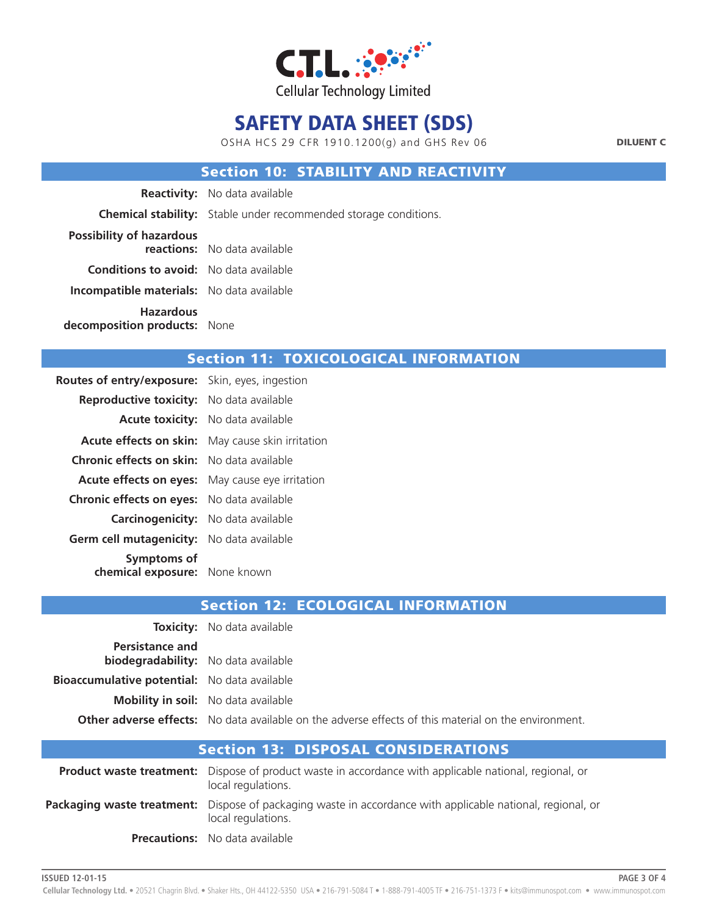Cellular Technology Limited

# SAFETY DATA SHEET (SDS)

OSHA HCS 29 CFR 1910.1200(g) and GHS Rev 06

**DILUENT C**

## Section 10: STABILITY AND REACTIVITY

**Reactivity:** No data available

**Chemical stability:** Stable under recommended storage conditions.

**Possibility of hazardous reactions:** No data available

**Conditions to avoid:** No data available

**Incompatible materials:** No data available

**Hazardous decomposition products:** None

## Section 11: TOXICOLOGICAL INFORMATION

**Routes of entry/exposure:** Skin, eyes, ingestion

**Reproductive toxicity:** No data available

**Acute toxicity:** No data available

**Acute effects on skin:** May cause skin irritation

**Chronic effects on skin:** No data available

**Acute effects on eyes:** May cause eye irritation

**Chronic effects on eyes:** No data available

**Carcinogenicity:** No data available

**Germ cell mutagenicity:** No data available

**Symptoms of chemical exposure:** None known

## Section 12: ECOLOGICAL INFORMATION

**Toxicity:** No data available

**Persistance and biodegradability:** No data available

**Bioaccumulative potential:** No data available

**Mobility in soil:** No data available

**Other adverse effects:** No data available on the adverse effects of this material on the environment.

## Section 13: DISPOSAL CONSIDERATIONS

**Product waste treatment:** Dispose of product waste in accordance with applicable national, regional, or local regulations.

**Packaging waste treatment:** Dispose of packaging waste in accordance with applicable national, regional, or local regulations.

**Precautions:** No data available

ISSUED 12-01-15

Cellular Technology Ltd. • 20521 Chagrin Blvd. • Shaker Hts., OH 44122-5350 USA • 216-791-5084 T • 1-888-791-4005 TF • 216-751-1373 F • kits@immunospot.com • www.immunospot.com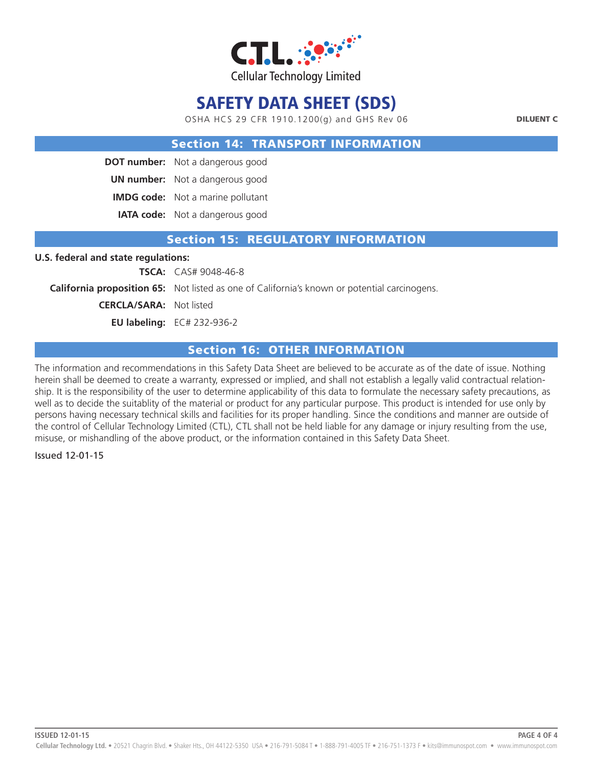# SAFETY DATA SHEET (SDS)

OSHA HCS 29 CFR 1910.1200(g) and GHS Rev 06

**DILUENT C**

## Section 14: TRANSPORT INFORMATION

**DOT number:** Not a dangerous good

**UN number:** Not a dangerous good

**IMDG code:** Not a marine pollutant

**IATA code:** Not a dangerous good

## Section 15: REGULATORY INFORMATION

**U.S. federal and state regulations:**

**TSCA:** CAS# 9048-46-8

**California proposition 65:** Not listed as one of California's known or potential carcinogens.

**CERCLA/SARA:** Not listed

**EU labeling:** EC# 232-936-2

## Section 16: OTHER INFORMATION

The information and recommendations in this Safety Data Sheet are believed to be accurate as of the date of issue. Nothing herein shall be deemed to create a warranty, expressed or implied, and shall not establish a legally valid contractual relationship. It is the responsibility of the user to determine applicability of this data to formulate the necessary safety precautions, as well as to decide the suitablity of the material or product for any particular purpose. This product is intended for use only by persons having necessary technical skills and facilities for its proper handling. Since the conditions and manner are outside of the control of Cellular Technology Limited (CTL), CTL shall not be held liable for any damage or injury resulting from the use, misuse, or mishandling of the above product, or the information contained in this Safety Data Sheet.

Issued 12-01-15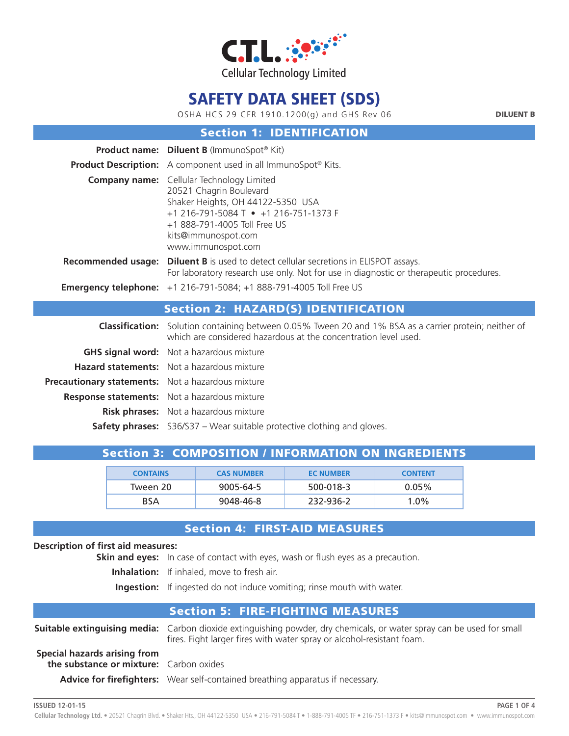C.T.L.

Cellular Technology Limited

# SAFETY DATA SHEET (SDS)

OSHA HCS 29 CFR 1910.1200(g) and GHS Rev 06

**DILUENT B**

## Section 1: IDENTIFICATION

**Product name:** **Diluent B** (ImmunoSpot® Kit)

**Product Description:** A component used in all ImmunoSpot® Kits.

**Company name:** Cellular Technology Limited
20521 Chagrin Boulevard
Shaker Heights, OH 44122-5350 USA
+1 216-791-5084 T • +1 216-751-1373 F
+1 888-791-4005 Toll Free US
kits@immunospot.com
www.immunospot.com

**Recommended usage:** **Diluent B** is used to detect cellular secretions in ELISPOT assays.
For laboratory research use only. Not for use in diagnostic or therapeutic procedures.

**Emergency telephone:** +1 216-791-5084; +1 888-791-4005 Toll Free US

## Section 2: HAZARD(S) IDENTIFICATION

**Classification:** Solution containing between 0.05% Tween 20 and 1% BSA as a carrier protein; neither of which are considered hazardous at the concentration level used.

**GHS signal word:** Not a hazardous mixture

**Hazard statements:** Not a hazardous mixture

**Precautionary statements:** Not a hazardous mixture

**Response statements:** Not a hazardous mixture

**Risk phrases:** Not a hazardous mixture

**Safety phrases:** S36/S37 – Wear suitable protective clothing and gloves.

## Section 3: COMPOSITION / INFORMATION ON INGREDIENTS

| CONTAINS | CAS NUMBER | EC NUMBER | CONTENT |
|---|---|---|---|
| Tween 20 | 9005-64-5 | 500-018-3 | 0.05% |
| BSA | 9048-46-8 | 232-936-2 | 1.0% |

## Section 4: FIRST-AID MEASURES

**Description of first aid measures:**

**Skin and eyes:** In case of contact with eyes, wash or flush eyes as a precaution.

**Inhalation:** If inhaled, move to fresh air.

**Ingestion:** If ingested do not induce vomiting; rinse mouth with water.

## Section 5: FIRE-FIGHTING MEASURES

**Suitable extinguishing media:** Carbon dioxide extinguishing powder, dry chemicals, or water spray can be used for small fires. Fight larger fires with water spray or alcohol-resistant foam.

**Special hazards arising from the substance or mixture:** Carbon oxides

**Advice for firefighters:** Wear self-contained breathing apparatus if necessary.

ISSUED 12-01-15

Cellular Technology Ltd. • 20521 Chagrin Blvd. • Shaker Hts., OH 44122-5350 USA • 216-791-5084 T • 1-888-791-4005 TF • 216-751-1373 F • kits@immunospot.com • www.immunospot.com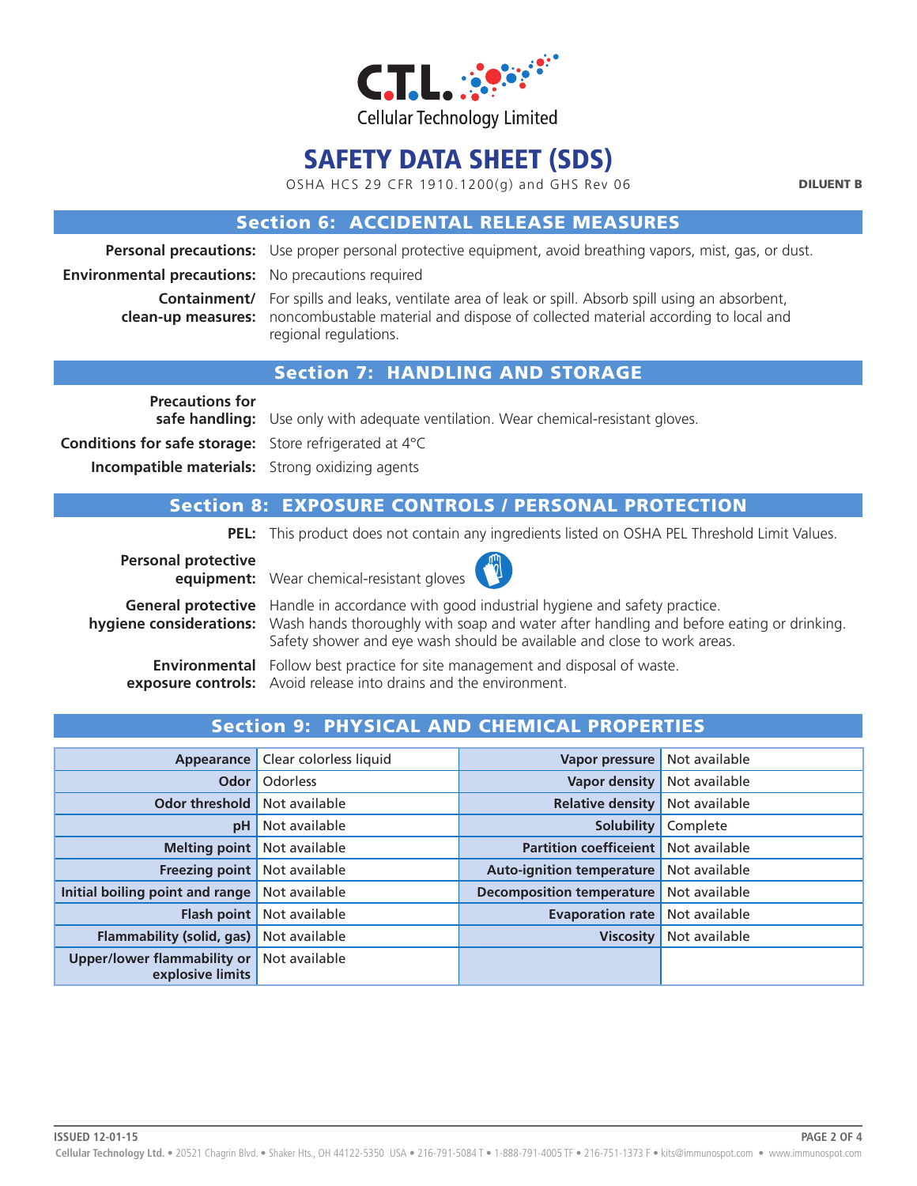# SAFETY DATA SHEET (SDS)

OSHA HCS 29 CFR 1910.1200(g) and GHS Rev 06

**DILUENT B**

## Section 6: ACCIDENTAL RELEASE MEASURES

**Personal precautions:** Use proper personal protective equipment, avoid breathing vapors, mist, gas, or dust.

**Environmental precautions:** No precautions required

**Containment/ clean-up measures:** For spills and leaks, ventilate area of leak or spill. Absorb spill using an absorbent, noncombustible material and dispose of collected material according to local and regional regulations.

## Section 7: HANDLING AND STORAGE

**Precautions for safe handling:** Use only with adequate ventilation. Wear chemical-resistant gloves.

**Conditions for safe storage:** Store refrigerated at 4°C

**Incompatible materials:** Strong oxidizing agents

## Section 8: EXPOSURE CONTROLS / PERSONAL PROTECTION

**PEL:** This product does not contain any ingredients listed on OSHA PEL Threshold Limit Values.

**Personal protective equipment:** Wear chemical-resistant gloves

**General protective hygiene considerations:** Handle in accordance with good industrial hygiene and safety practice. Wash hands thoroughly with soap and water after handling and before eating or drinking. Safety shower and eye wash should be available and close to work areas.

**Environmental exposure controls:** Follow best practice for site management and disposal of waste. Avoid release into drains and the environment.

## Section 9: PHYSICAL AND CHEMICAL PROPERTIES

| Property | Value | Property | Value |
|---|---|---|---|
| **Appearance** | Clear colorless liquid | **Vapor pressure** | Not available |
| **Odor** | Odorless | **Vapor density** | Not available |
| **Odor threshold** | Not available | **Relative density** | Not available |
| **pH** | Not available | **Solubility** | Complete |
| **Melting point** | Not available | **Partition coefficeient** | Not available |
| **Freezing point** | Not available | **Auto-ignition temperature** | Not available |
| **Initial boiling point and range** | Not available | **Decomposition temperature** | Not available |
| **Flash point** | Not available | **Evaporation rate** | Not available |
| **Flammability (solid, gas)** | Not available | **Viscosity** | Not available |
| **Upper/lower flammability or explosive limits** | Not available | | |

ISSUED 12-01-15

Cellular Technology Ltd. • 20521 Chagrin Blvd. • Shaker Hts., OH 44122-5350 USA • 216-791-5084 T • 1-888-791-4005 TF • 216-751-1373 F • kits@immunospot.com • www.immunospot.com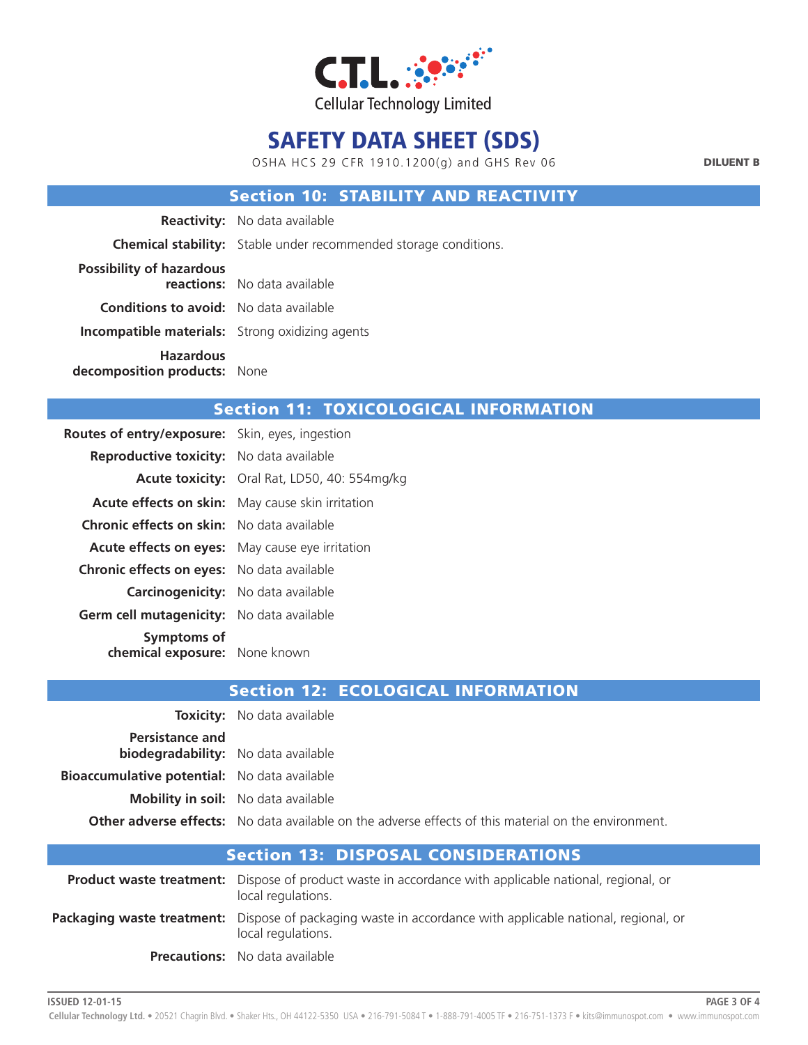Cellular Technology Limited

# SAFETY DATA SHEET (SDS)

OSHA HCS 29 CFR 1910.1200(g) and GHS Rev 06

**DILUENT B**

## Section 10: STABILITY AND REACTIVITY

**Reactivity:** No data available

**Chemical stability:** Stable under recommended storage conditions.

**Possibility of hazardous reactions:** No data available

**Conditions to avoid:** No data available

**Incompatible materials:** Strong oxidizing agents

**Hazardous decomposition products:** None

## Section 11: TOXICOLOGICAL INFORMATION

**Routes of entry/exposure:** Skin, eyes, ingestion

**Reproductive toxicity:** No data available

**Acute toxicity:** Oral Rat, LD50, 40: 554mg/kg

**Acute effects on skin:** May cause skin irritation

**Chronic effects on skin:** No data available

**Acute effects on eyes:** May cause eye irritation

**Chronic effects on eyes:** No data available

**Carcinogenicity:** No data available

**Germ cell mutagenicity:** No data available

**Symptoms of chemical exposure:** None known

## Section 12: ECOLOGICAL INFORMATION

**Toxicity:** No data available

**Persistance and biodegradability:** No data available

**Bioaccumulative potential:** No data available

**Mobility in soil:** No data available

**Other adverse effects:** No data available on the adverse effects of this material on the environment.

## Section 13: DISPOSAL CONSIDERATIONS

**Product waste treatment:** Dispose of product waste in accordance with applicable national, regional, or local regulations.

**Packaging waste treatment:** Dispose of packaging waste in accordance with applicable national, regional, or local regulations.

**Precautions:** No data available

ISSUED 12-01-15

**Cellular Technology Ltd.** • 20521 Chagrin Blvd. • Shaker Hts., OH 44122-5350 USA • 216-791-5084 T • 1-888-791-4005 TF • 216-751-1373 F • kits@immunospot.com • www.immunospot.com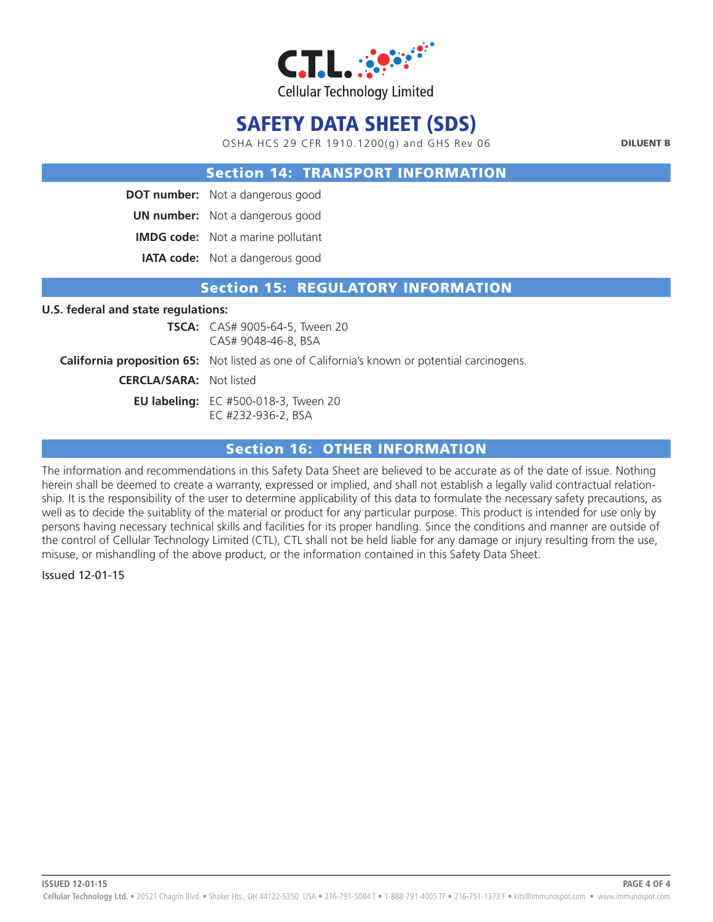## Section 14: TRANSPORT INFORMATION

**DOT number:** Not a dangerous good

**UN number:** Not a dangerous good

**IMDG code:** Not a marine pollutant

**IATA code:** Not a dangerous good

## Section 15: REGULATORY INFORMATION

**U.S. federal and state regulations:**

**TSCA:** CAS# 9005-64-5, Tween 20
CAS# 9048-46-8, BSA

**California proposition 65:** Not listed as one of California's known or potential carcinogens.

**CERCLA/SARA:** Not listed

**EU labeling:** EC #500-018-3, Tween 20
EC #232-936-2, BSA

## Section 16: OTHER INFORMATION

The information and recommendations in this Safety Data Sheet are believed to be accurate as of the date of issue. Nothing herein shall be deemed to create a warranty, expressed or implied, and shall not establish a legally valid contractual relationship. It is the responsibility of the user to determine applicability of this data to formulate the necessary safety precautions, as well as to decide the suitablity of the material or product for any particular purpose. This product is intended for use only by persons having necessary technical skills and facilities for its proper handling. Since the conditions and manner are outside of the control of Cellular Technology Limited (CTL), CTL shall not be held liable for any damage or injury resulting from the use, misuse, or mishandling of the above product, or the information contained in this Safety Data Sheet.

Issued 12-01-15